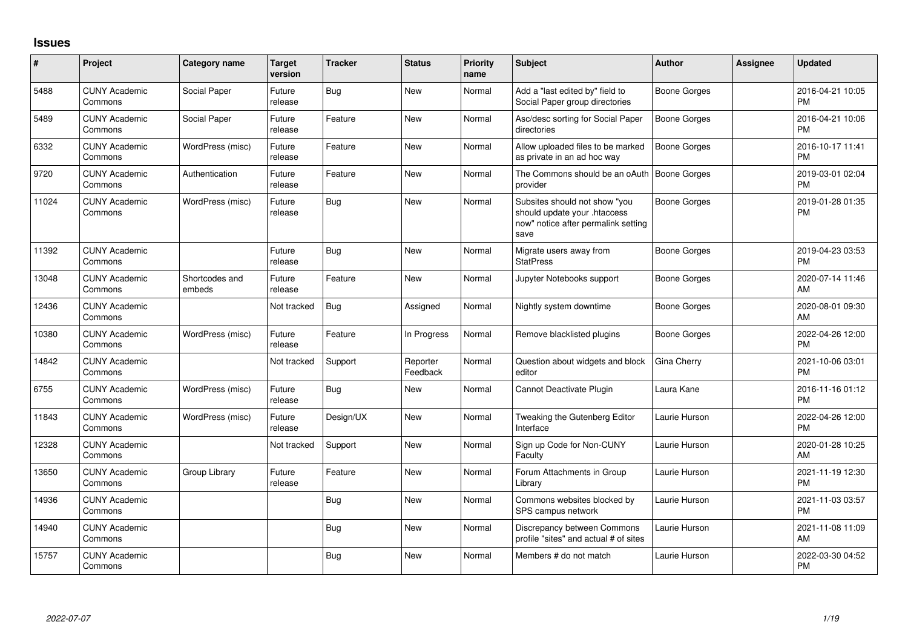## Issues

| # | Project | Category name | Target version | Tracker | Status | Priority name | Subject | Author | Assignee | Updated |
|---|---|---|---|---|---|---|---|---|---|---|
| 5488 | CUNY Academic Commons | Social Paper | Future release | Bug | New | Normal | Add a "last edited by" field to Social Paper group directories | Boone Gorges | | 2016-04-21 10:05 PM |
| 5489 | CUNY Academic Commons | Social Paper | Future release | Feature | New | Normal | Asc/desc sorting for Social Paper directories | Boone Gorges | | 2016-04-21 10:06 PM |
| 6332 | CUNY Academic Commons | WordPress (misc) | Future release | Feature | New | Normal | Allow uploaded files to be marked as private in an ad hoc way | Boone Gorges | | 2016-10-17 11:41 PM |
| 9720 | CUNY Academic Commons | Authentication | Future release | Feature | New | Normal | The Commons should be an oAuth provider | Boone Gorges | | 2019-03-01 02:04 PM |
| 11024 | CUNY Academic Commons | WordPress (misc) | Future release | Bug | New | Normal | Subsites should not show "you should update your .htaccess now" notice after permalink setting save | Boone Gorges | | 2019-01-28 01:35 PM |
| 11392 | CUNY Academic Commons | | Future release | Bug | New | Normal | Migrate users away from StatPress | Boone Gorges | | 2019-04-23 03:53 PM |
| 13048 | CUNY Academic Commons | Shortcodes and embeds | Future release | Feature | New | Normal | Jupyter Notebooks support | Boone Gorges | | 2020-07-14 11:46 AM |
| 12436 | CUNY Academic Commons | | Not tracked | Bug | Assigned | Normal | Nightly system downtime | Boone Gorges | | 2020-08-01 09:30 AM |
| 10380 | CUNY Academic Commons | WordPress (misc) | Future release | Feature | In Progress | Normal | Remove blacklisted plugins | Boone Gorges | | 2022-04-26 12:00 PM |
| 14842 | CUNY Academic Commons | | Not tracked | Support | Reporter Feedback | Normal | Question about widgets and block editor | Gina Cherry | | 2021-10-06 03:01 PM |
| 6755 | CUNY Academic Commons | WordPress (misc) | Future release | Bug | New | Normal | Cannot Deactivate Plugin | Laura Kane | | 2016-11-16 01:12 PM |
| 11843 | CUNY Academic Commons | WordPress (misc) | Future release | Design/UX | New | Normal | Tweaking the Gutenberg Editor Interface | Laurie Hurson | | 2022-04-26 12:00 PM |
| 12328 | CUNY Academic Commons | | Not tracked | Support | New | Normal | Sign up Code for Non-CUNY Faculty | Laurie Hurson | | 2020-01-28 10:25 AM |
| 13650 | CUNY Academic Commons | Group Library | Future release | Feature | New | Normal | Forum Attachments in Group Library | Laurie Hurson | | 2021-11-19 12:30 PM |
| 14936 | CUNY Academic Commons | | | Bug | New | Normal | Commons websites blocked by SPS campus network | Laurie Hurson | | 2021-11-03 03:57 PM |
| 14940 | CUNY Academic Commons | | | Bug | New | Normal | Discrepancy between Commons profile "sites" and actual # of sites | Laurie Hurson | | 2021-11-08 11:09 AM |
| 15757 | CUNY Academic Commons | | | Bug | New | Normal | Members # do not match | Laurie Hurson | | 2022-03-30 04:52 PM |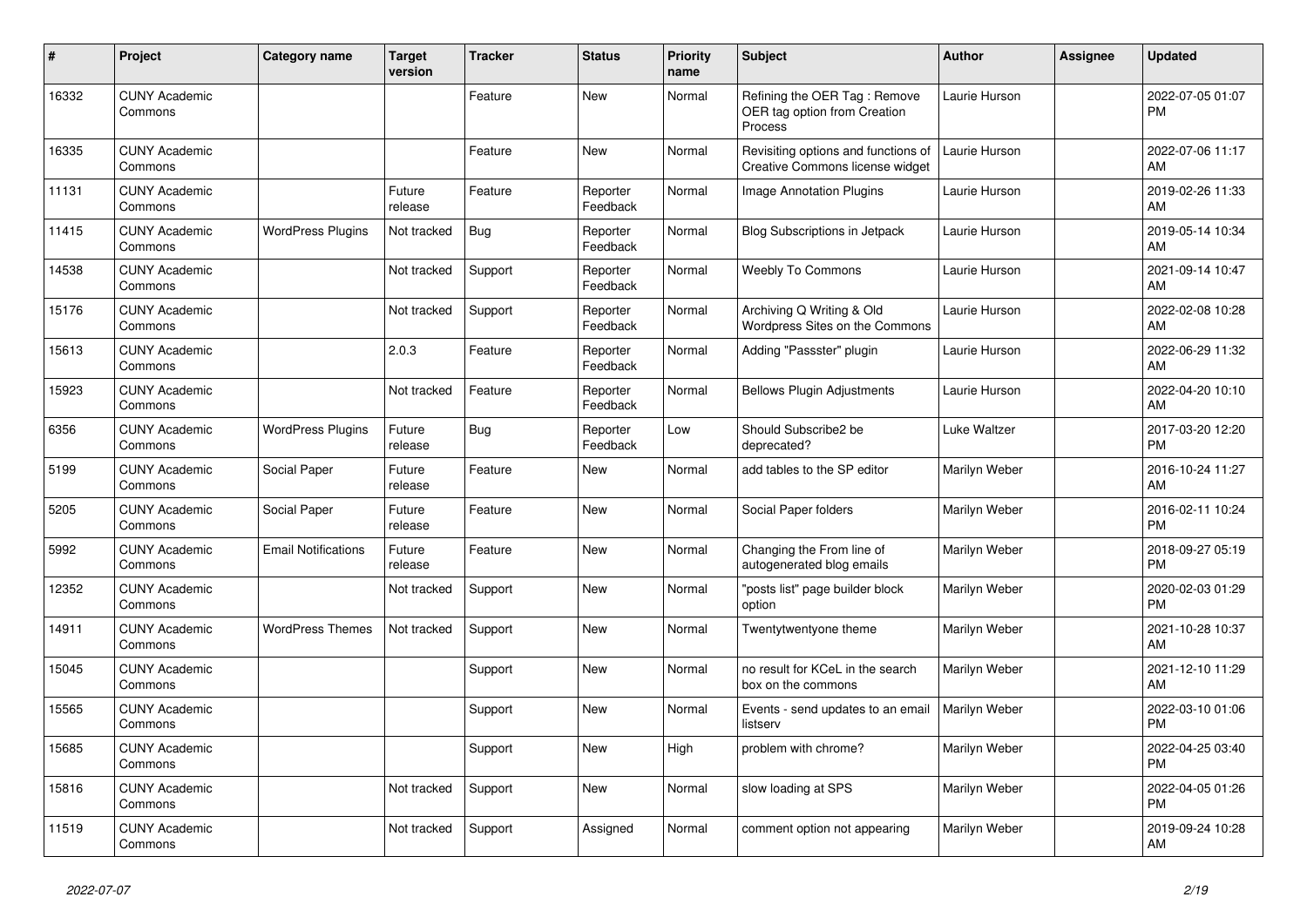| # | Project | Category name | Target version | Tracker | Status | Priority name | Subject | Author | Assignee | Updated |
|---|---|---|---|---|---|---|---|---|---|---|
| 16332 | CUNY Academic Commons | | | Feature | New | Normal | Refining the OER Tag : Remove OER tag option from Creation Process | Laurie Hurson | | 2022-07-05 01:07 PM |
| 16335 | CUNY Academic Commons | | | Feature | New | Normal | Revisiting options and functions of Creative Commons license widget | Laurie Hurson | | 2022-07-06 11:17 AM |
| 11131 | CUNY Academic Commons | | Future release | Feature | Reporter Feedback | Normal | Image Annotation Plugins | Laurie Hurson | | 2019-02-26 11:33 AM |
| 11415 | CUNY Academic Commons | WordPress Plugins | Not tracked | Bug | Reporter Feedback | Normal | Blog Subscriptions in Jetpack | Laurie Hurson | | 2019-05-14 10:34 AM |
| 14538 | CUNY Academic Commons | | Not tracked | Support | Reporter Feedback | Normal | Weebly To Commons | Laurie Hurson | | 2021-09-14 10:47 AM |
| 15176 | CUNY Academic Commons | | Not tracked | Support | Reporter Feedback | Normal | Archiving Q Writing & Old Wordpress Sites on the Commons | Laurie Hurson | | 2022-02-08 10:28 AM |
| 15613 | CUNY Academic Commons | | 2.0.3 | Feature | Reporter Feedback | Normal | Adding "Passster" plugin | Laurie Hurson | | 2022-06-29 11:32 AM |
| 15923 | CUNY Academic Commons | | Not tracked | Feature | Reporter Feedback | Normal | Bellows Plugin Adjustments | Laurie Hurson | | 2022-04-20 10:10 AM |
| 6356 | CUNY Academic Commons | WordPress Plugins | Future release | Bug | Reporter Feedback | Low | Should Subscribe2 be deprecated? | Luke Waltzer | | 2017-03-20 12:20 PM |
| 5199 | CUNY Academic Commons | Social Paper | Future release | Feature | New | Normal | add tables to the SP editor | Marilyn Weber | | 2016-10-24 11:27 AM |
| 5205 | CUNY Academic Commons | Social Paper | Future release | Feature | New | Normal | Social Paper folders | Marilyn Weber | | 2016-02-11 10:24 PM |
| 5992 | CUNY Academic Commons | Email Notifications | Future release | Feature | New | Normal | Changing the From line of autogenerated blog emails | Marilyn Weber | | 2018-09-27 05:19 PM |
| 12352 | CUNY Academic Commons | | Not tracked | Support | New | Normal | "posts list" page builder block option | Marilyn Weber | | 2020-02-03 01:29 PM |
| 14911 | CUNY Academic Commons | WordPress Themes | Not tracked | Support | New | Normal | Twentytwentyone theme | Marilyn Weber | | 2021-10-28 10:37 AM |
| 15045 | CUNY Academic Commons | | | Support | New | Normal | no result for KCeL in the search box on the commons | Marilyn Weber | | 2021-12-10 11:29 AM |
| 15565 | CUNY Academic Commons | | | Support | New | Normal | Events - send updates to an email listserv | Marilyn Weber | | 2022-03-10 01:06 PM |
| 15685 | CUNY Academic Commons | | | Support | New | High | problem with chrome? | Marilyn Weber | | 2022-04-25 03:40 PM |
| 15816 | CUNY Academic Commons | | Not tracked | Support | New | Normal | slow loading at SPS | Marilyn Weber | | 2022-04-05 01:26 PM |
| 11519 | CUNY Academic Commons | | Not tracked | Support | Assigned | Normal | comment option not appearing | Marilyn Weber | | 2019-09-24 10:28 AM |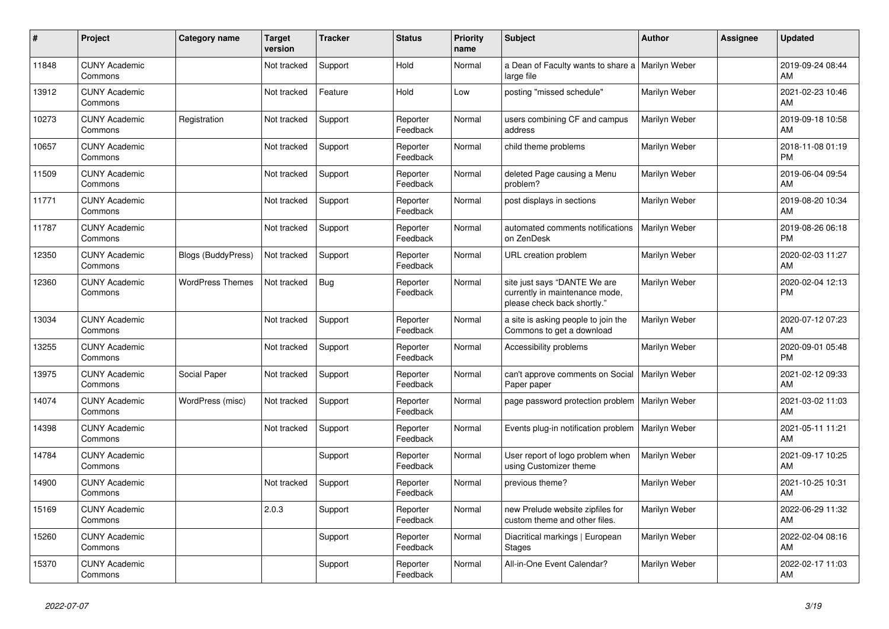| # | Project | Category name | Target version | Tracker | Status | Priority name | Subject | Author | Assignee | Updated |
|---|---|---|---|---|---|---|---|---|---|---|
| 11848 | CUNY Academic Commons | | Not tracked | Support | Hold | Normal | a Dean of Faculty wants to share a large file | Marilyn Weber | | 2019-09-24 08:44 AM |
| 13912 | CUNY Academic Commons | | Not tracked | Feature | Hold | Low | posting "missed schedule" | Marilyn Weber | | 2021-02-23 10:46 AM |
| 10273 | CUNY Academic Commons | Registration | Not tracked | Support | Reporter Feedback | Normal | users combining CF and campus address | Marilyn Weber | | 2019-09-18 10:58 AM |
| 10657 | CUNY Academic Commons | | Not tracked | Support | Reporter Feedback | Normal | child theme problems | Marilyn Weber | | 2018-11-08 01:19 PM |
| 11509 | CUNY Academic Commons | | Not tracked | Support | Reporter Feedback | Normal | deleted Page causing a Menu problem? | Marilyn Weber | | 2019-06-04 09:54 AM |
| 11771 | CUNY Academic Commons | | Not tracked | Support | Reporter Feedback | Normal | post displays in sections | Marilyn Weber | | 2019-08-20 10:34 AM |
| 11787 | CUNY Academic Commons | | Not tracked | Support | Reporter Feedback | Normal | automated comments notifications on ZenDesk | Marilyn Weber | | 2019-08-26 06:18 PM |
| 12350 | CUNY Academic Commons | Blogs (BuddyPress) | Not tracked | Support | Reporter Feedback | Normal | URL creation problem | Marilyn Weber | | 2020-02-03 11:27 AM |
| 12360 | CUNY Academic Commons | WordPress Themes | Not tracked | Bug | Reporter Feedback | Normal | site just says "DANTE We are currently in maintenance mode, please check back shortly." | Marilyn Weber | | 2020-02-04 12:13 PM |
| 13034 | CUNY Academic Commons | | Not tracked | Support | Reporter Feedback | Normal | a site is asking people to join the Commons to get a download | Marilyn Weber | | 2020-07-12 07:23 AM |
| 13255 | CUNY Academic Commons | | Not tracked | Support | Reporter Feedback | Normal | Accessibility problems | Marilyn Weber | | 2020-09-01 05:48 PM |
| 13975 | CUNY Academic Commons | Social Paper | Not tracked | Support | Reporter Feedback | Normal | can't approve comments on Social Paper paper | Marilyn Weber | | 2021-02-12 09:33 AM |
| 14074 | CUNY Academic Commons | WordPress (misc) | Not tracked | Support | Reporter Feedback | Normal | page password protection problem | Marilyn Weber | | 2021-03-02 11:03 AM |
| 14398 | CUNY Academic Commons | | Not tracked | Support | Reporter Feedback | Normal | Events plug-in notification problem | Marilyn Weber | | 2021-05-11 11:21 AM |
| 14784 | CUNY Academic Commons | | | Support | Reporter Feedback | Normal | User report of logo problem when using Customizer theme | Marilyn Weber | | 2021-09-17 10:25 AM |
| 14900 | CUNY Academic Commons | | Not tracked | Support | Reporter Feedback | Normal | previous theme? | Marilyn Weber | | 2021-10-25 10:31 AM |
| 15169 | CUNY Academic Commons | | 2.0.3 | Support | Reporter Feedback | Normal | new Prelude website zipfiles for custom theme and other files. | Marilyn Weber | | 2022-06-29 11:32 AM |
| 15260 | CUNY Academic Commons | | | Support | Reporter Feedback | Normal | Diacritical markings \| European Stages | Marilyn Weber | | 2022-02-04 08:16 AM |
| 15370 | CUNY Academic Commons | | | Support | Reporter Feedback | Normal | All-in-One Event Calendar? | Marilyn Weber | | 2022-02-17 11:03 AM |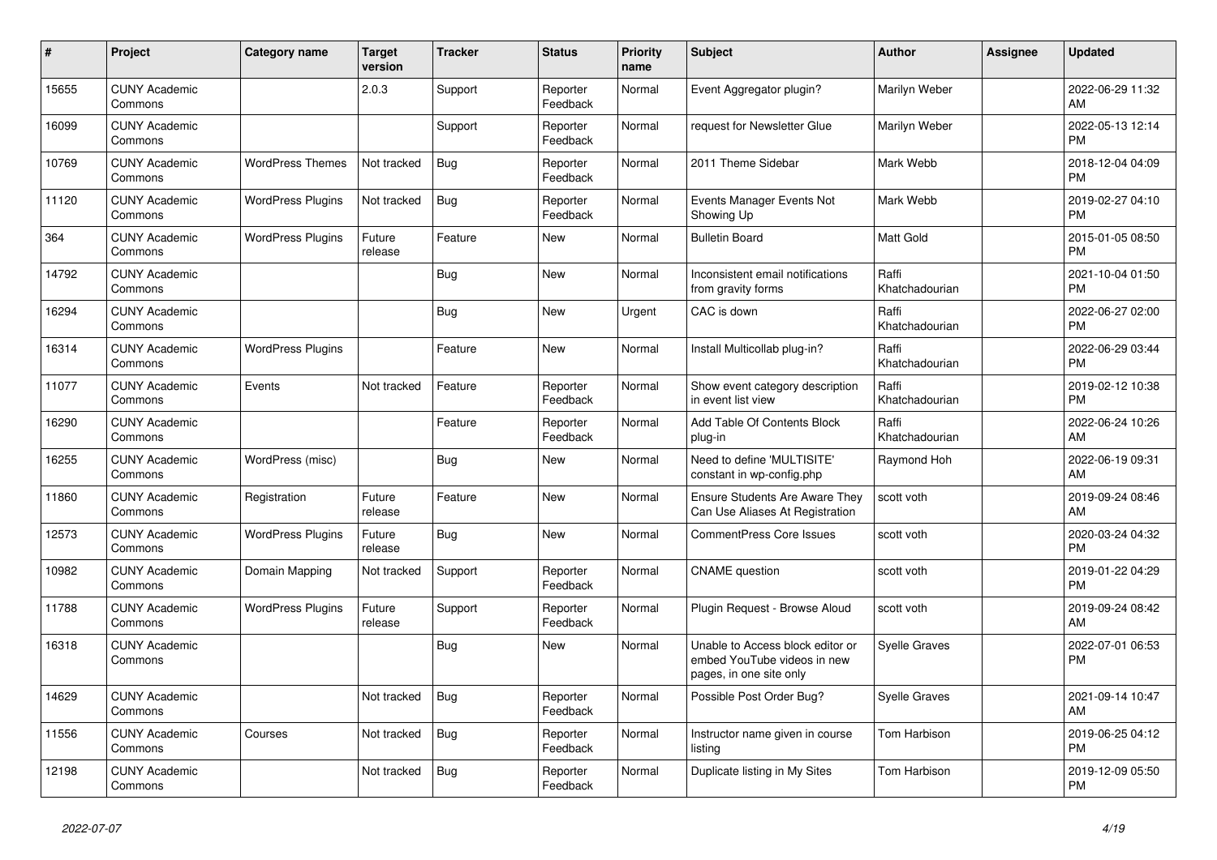| # | Project | Category name | Target version | Tracker | Status | Priority name | Subject | Author | Assignee | Updated |
|---|---|---|---|---|---|---|---|---|---|---|
| 15655 | CUNY Academic Commons | | 2.0.3 | Support | Reporter Feedback | Normal | Event Aggregator plugin? | Marilyn Weber | | 2022-06-29 11:32 AM |
| 16099 | CUNY Academic Commons | | | Support | Reporter Feedback | Normal | request for Newsletter Glue | Marilyn Weber | | 2022-05-13 12:14 PM |
| 10769 | CUNY Academic Commons | WordPress Themes | Not tracked | Bug | Reporter Feedback | Normal | 2011 Theme Sidebar | Mark Webb | | 2018-12-04 04:09 PM |
| 11120 | CUNY Academic Commons | WordPress Plugins | Not tracked | Bug | Reporter Feedback | Normal | Events Manager Events Not Showing Up | Mark Webb | | 2019-02-27 04:10 PM |
| 364 | CUNY Academic Commons | WordPress Plugins | Future release | Feature | New | Normal | Bulletin Board | Matt Gold | | 2015-01-05 08:50 PM |
| 14792 | CUNY Academic Commons | | | Bug | New | Normal | Inconsistent email notifications from gravity forms | Raffi Khatchadourian | | 2021-10-04 01:50 PM |
| 16294 | CUNY Academic Commons | | | Bug | New | Urgent | CAC is down | Raffi Khatchadourian | | 2022-06-27 02:00 PM |
| 16314 | CUNY Academic Commons | WordPress Plugins | | Feature | New | Normal | Install Multicollab plug-in? | Raffi Khatchadourian | | 2022-06-29 03:44 PM |
| 11077 | CUNY Academic Commons | Events | Not tracked | Feature | Reporter Feedback | Normal | Show event category description in event list view | Raffi Khatchadourian | | 2019-02-12 10:38 PM |
| 16290 | CUNY Academic Commons | | | Feature | Reporter Feedback | Normal | Add Table Of Contents Block plug-in | Raffi Khatchadourian | | 2022-06-24 10:26 AM |
| 16255 | CUNY Academic Commons | WordPress (misc) | | Bug | New | Normal | Need to define 'MULTISITE' constant in wp-config.php | Raymond Hoh | | 2022-06-19 09:31 AM |
| 11860 | CUNY Academic Commons | Registration | Future release | Feature | New | Normal | Ensure Students Are Aware They Can Use Aliases At Registration | scott voth | | 2019-09-24 08:46 AM |
| 12573 | CUNY Academic Commons | WordPress Plugins | Future release | Bug | New | Normal | CommentPress Core Issues | scott voth | | 2020-03-24 04:32 PM |
| 10982 | CUNY Academic Commons | Domain Mapping | Not tracked | Support | Reporter Feedback | Normal | CNAME question | scott voth | | 2019-01-22 04:29 PM |
| 11788 | CUNY Academic Commons | WordPress Plugins | Future release | Support | Reporter Feedback | Normal | Plugin Request - Browse Aloud | scott voth | | 2019-09-24 08:42 AM |
| 16318 | CUNY Academic Commons | | | Bug | New | Normal | Unable to Access block editor or embed YouTube videos in new pages, in one site only | Syelle Graves | | 2022-07-01 06:53 PM |
| 14629 | CUNY Academic Commons | | Not tracked | Bug | Reporter Feedback | Normal | Possible Post Order Bug? | Syelle Graves | | 2021-09-14 10:47 AM |
| 11556 | CUNY Academic Commons | Courses | Not tracked | Bug | Reporter Feedback | Normal | Instructor name given in course listing | Tom Harbison | | 2019-06-25 04:12 PM |
| 12198 | CUNY Academic Commons | | Not tracked | Bug | Reporter Feedback | Normal | Duplicate listing in My Sites | Tom Harbison | | 2019-12-09 05:50 PM |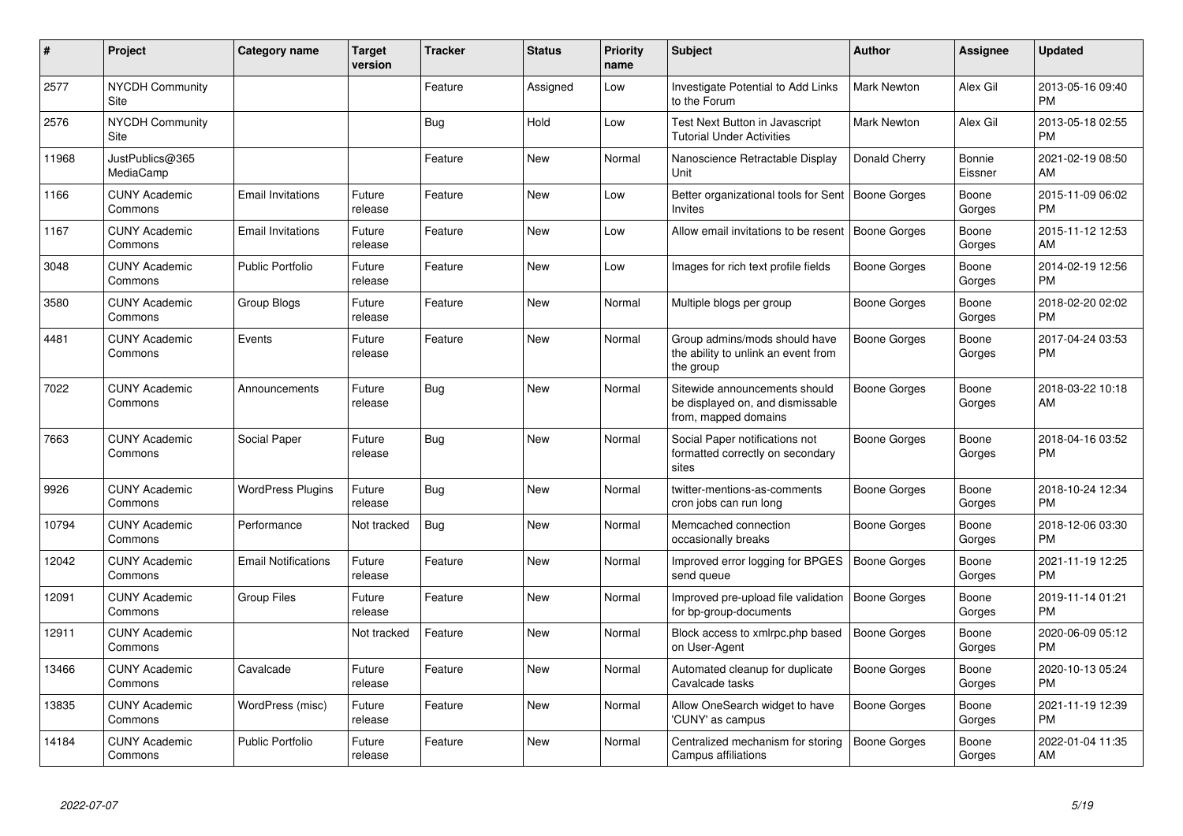| # | Project | Category name | Target version | Tracker | Status | Priority name | Subject | Author | Assignee | Updated |
|---|---|---|---|---|---|---|---|---|---|---|
| 2577 | NYCDH Community Site | | | Feature | Assigned | Low | Investigate Potential to Add Links to the Forum | Mark Newton | Alex Gil | 2013-05-16 09:40 PM |
| 2576 | NYCDH Community Site | | | Bug | Hold | Low | Test Next Button in Javascript Tutorial Under Activities | Mark Newton | Alex Gil | 2013-05-18 02:55 PM |
| 11968 | JustPublics@365 MediaCamp | | | Feature | New | Normal | Nanoscience Retractable Display Unit | Donald Cherry | Bonnie Eissner | 2021-02-19 08:50 AM |
| 1166 | CUNY Academic Commons | Email Invitations | Future release | Feature | New | Low | Better organizational tools for Sent Invites | Boone Gorges | Boone Gorges | 2015-11-09 06:02 PM |
| 1167 | CUNY Academic Commons | Email Invitations | Future release | Feature | New | Low | Allow email invitations to be resent | Boone Gorges | Boone Gorges | 2015-11-12 12:53 AM |
| 3048 | CUNY Academic Commons | Public Portfolio | Future release | Feature | New | Low | Images for rich text profile fields | Boone Gorges | Boone Gorges | 2014-02-19 12:56 PM |
| 3580 | CUNY Academic Commons | Group Blogs | Future release | Feature | New | Normal | Multiple blogs per group | Boone Gorges | Boone Gorges | 2018-02-20 02:02 PM |
| 4481 | CUNY Academic Commons | Events | Future release | Feature | New | Normal | Group admins/mods should have the ability to unlink an event from the group | Boone Gorges | Boone Gorges | 2017-04-24 03:53 PM |
| 7022 | CUNY Academic Commons | Announcements | Future release | Bug | New | Normal | Sitewide announcements should be displayed on, and dismissable from, mapped domains | Boone Gorges | Boone Gorges | 2018-03-22 10:18 AM |
| 7663 | CUNY Academic Commons | Social Paper | Future release | Bug | New | Normal | Social Paper notifications not formatted correctly on secondary sites | Boone Gorges | Boone Gorges | 2018-04-16 03:52 PM |
| 9926 | CUNY Academic Commons | WordPress Plugins | Future release | Bug | New | Normal | twitter-mentions-as-comments cron jobs can run long | Boone Gorges | Boone Gorges | 2018-10-24 12:34 PM |
| 10794 | CUNY Academic Commons | Performance | Not tracked | Bug | New | Normal | Memcached connection occasionally breaks | Boone Gorges | Boone Gorges | 2018-12-06 03:30 PM |
| 12042 | CUNY Academic Commons | Email Notifications | Future release | Feature | New | Normal | Improved error logging for BPGES send queue | Boone Gorges | Boone Gorges | 2021-11-19 12:25 PM |
| 12091 | CUNY Academic Commons | Group Files | Future release | Feature | New | Normal | Improved pre-upload file validation for bp-group-documents | Boone Gorges | Boone Gorges | 2019-11-14 01:21 PM |
| 12911 | CUNY Academic Commons | | Not tracked | Feature | New | Normal | Block access to xmlrpc.php based on User-Agent | Boone Gorges | Boone Gorges | 2020-06-09 05:12 PM |
| 13466 | CUNY Academic Commons | Cavalcade | Future release | Feature | New | Normal | Automated cleanup for duplicate Cavalcade tasks | Boone Gorges | Boone Gorges | 2020-10-13 05:24 PM |
| 13835 | CUNY Academic Commons | WordPress (misc) | Future release | Feature | New | Normal | Allow OneSearch widget to have 'CUNY' as campus | Boone Gorges | Boone Gorges | 2021-11-19 12:39 PM |
| 14184 | CUNY Academic Commons | Public Portfolio | Future release | Feature | New | Normal | Centralized mechanism for storing Campus affiliations | Boone Gorges | Boone Gorges | 2022-01-04 11:35 AM |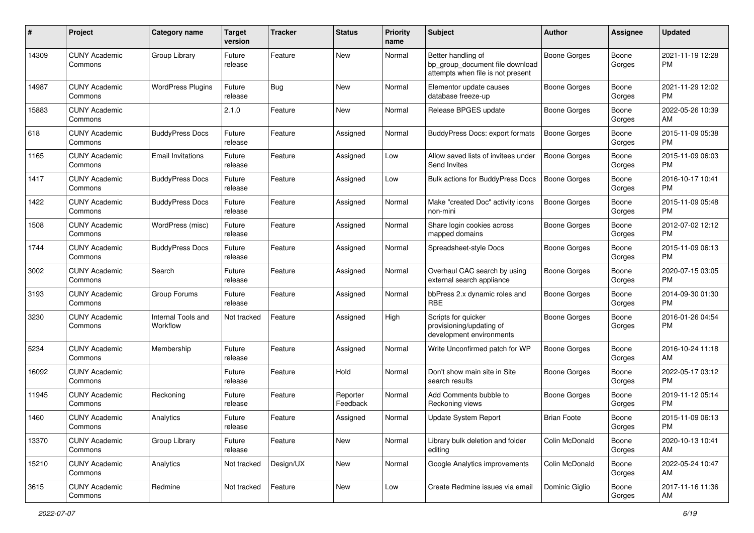| # | Project | Category name | Target version | Tracker | Status | Priority name | Subject | Author | Assignee | Updated |
|---|---|---|---|---|---|---|---|---|---|---|
| 14309 | CUNY Academic Commons | Group Library | Future release | Feature | New | Normal | Better handling of bp_group_document file download attempts when file is not present | Boone Gorges | Boone Gorges | 2021-11-19 12:28 PM |
| 14987 | CUNY Academic Commons | WordPress Plugins | Future release | Bug | New | Normal | Elementor update causes database freeze-up | Boone Gorges | Boone Gorges | 2021-11-29 12:02 PM |
| 15883 | CUNY Academic Commons | | 2.1.0 | Feature | New | Normal | Release BPGES update | Boone Gorges | Boone Gorges | 2022-05-26 10:39 AM |
| 618 | CUNY Academic Commons | BuddyPress Docs | Future release | Feature | Assigned | Normal | BuddyPress Docs: export formats | Boone Gorges | Boone Gorges | 2015-11-09 05:38 PM |
| 1165 | CUNY Academic Commons | Email Invitations | Future release | Feature | Assigned | Low | Allow saved lists of invitees under Send Invites | Boone Gorges | Boone Gorges | 2015-11-09 06:03 PM |
| 1417 | CUNY Academic Commons | BuddyPress Docs | Future release | Feature | Assigned | Low | Bulk actions for BuddyPress Docs | Boone Gorges | Boone Gorges | 2016-10-17 10:41 PM |
| 1422 | CUNY Academic Commons | BuddyPress Docs | Future release | Feature | Assigned | Normal | Make "created Doc" activity icons non-mini | Boone Gorges | Boone Gorges | 2015-11-09 05:48 PM |
| 1508 | CUNY Academic Commons | WordPress (misc) | Future release | Feature | Assigned | Normal | Share login cookies across mapped domains | Boone Gorges | Boone Gorges | 2012-07-02 12:12 PM |
| 1744 | CUNY Academic Commons | BuddyPress Docs | Future release | Feature | Assigned | Normal | Spreadsheet-style Docs | Boone Gorges | Boone Gorges | 2015-11-09 06:13 PM |
| 3002 | CUNY Academic Commons | Search | Future release | Feature | Assigned | Normal | Overhaul CAC search by using external search appliance | Boone Gorges | Boone Gorges | 2020-07-15 03:05 PM |
| 3193 | CUNY Academic Commons | Group Forums | Future release | Feature | Assigned | Normal | bbPress 2.x dynamic roles and RBE | Boone Gorges | Boone Gorges | 2014-09-30 01:30 PM |
| 3230 | CUNY Academic Commons | Internal Tools and Workflow | Not tracked | Feature | Assigned | High | Scripts for quicker provisioning/updating of development environments | Boone Gorges | Boone Gorges | 2016-01-26 04:54 PM |
| 5234 | CUNY Academic Commons | Membership | Future release | Feature | Assigned | Normal | Write Unconfirmed patch for WP | Boone Gorges | Boone Gorges | 2016-10-24 11:18 AM |
| 16092 | CUNY Academic Commons | | Future release | Feature | Hold | Normal | Don't show main site in Site search results | Boone Gorges | Boone Gorges | 2022-05-17 03:12 PM |
| 11945 | CUNY Academic Commons | Reckoning | Future release | Feature | Reporter Feedback | Normal | Add Comments bubble to Reckoning views | Boone Gorges | Boone Gorges | 2019-11-12 05:14 PM |
| 1460 | CUNY Academic Commons | Analytics | Future release | Feature | Assigned | Normal | Update System Report | Brian Foote | Boone Gorges | 2015-11-09 06:13 PM |
| 13370 | CUNY Academic Commons | Group Library | Future release | Feature | New | Normal | Library bulk deletion and folder editing | Colin McDonald | Boone Gorges | 2020-10-13 10:41 AM |
| 15210 | CUNY Academic Commons | Analytics | Not tracked | Design/UX | New | Normal | Google Analytics improvements | Colin McDonald | Boone Gorges | 2022-05-24 10:47 AM |
| 3615 | CUNY Academic Commons | Redmine | Not tracked | Feature | New | Low | Create Redmine issues via email | Dominic Giglio | Boone Gorges | 2017-11-16 11:36 AM |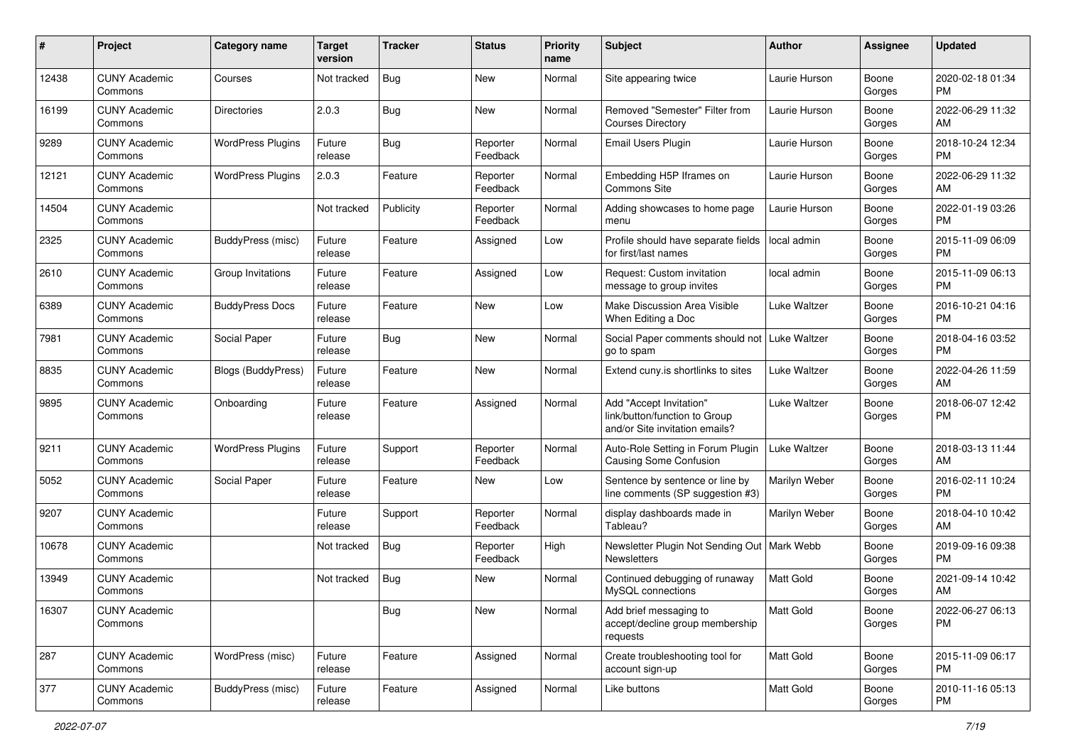| # | Project | Category name | Target version | Tracker | Status | Priority name | Subject | Author | Assignee | Updated |
|---|---|---|---|---|---|---|---|---|---|---|
| 12438 | CUNY Academic Commons | Courses | Not tracked | Bug | New | Normal | Site appearing twice | Laurie Hurson | Boone Gorges | 2020-02-18 01:34 PM |
| 16199 | CUNY Academic Commons | Directories | 2.0.3 | Bug | New | Normal | Removed "Semester" Filter from Courses Directory | Laurie Hurson | Boone Gorges | 2022-06-29 11:32 AM |
| 9289 | CUNY Academic Commons | WordPress Plugins | Future release | Bug | Reporter Feedback | Normal | Email Users Plugin | Laurie Hurson | Boone Gorges | 2018-10-24 12:34 PM |
| 12121 | CUNY Academic Commons | WordPress Plugins | 2.0.3 | Feature | Reporter Feedback | Normal | Embedding H5P Iframes on Commons Site | Laurie Hurson | Boone Gorges | 2022-06-29 11:32 AM |
| 14504 | CUNY Academic Commons | | Not tracked | Publicity | Reporter Feedback | Normal | Adding showcases to home page menu | Laurie Hurson | Boone Gorges | 2022-01-19 03:26 PM |
| 2325 | CUNY Academic Commons | BuddyPress (misc) | Future release | Feature | Assigned | Low | Profile should have separate fields for first/last names | local admin | Boone Gorges | 2015-11-09 06:09 PM |
| 2610 | CUNY Academic Commons | Group Invitations | Future release | Feature | Assigned | Low | Request: Custom invitation message to group invites | local admin | Boone Gorges | 2015-11-09 06:13 PM |
| 6389 | CUNY Academic Commons | BuddyPress Docs | Future release | Feature | New | Low | Make Discussion Area Visible When Editing a Doc | Luke Waltzer | Boone Gorges | 2016-10-21 04:16 PM |
| 7981 | CUNY Academic Commons | Social Paper | Future release | Bug | New | Normal | Social Paper comments should not go to spam | Luke Waltzer | Boone Gorges | 2018-04-16 03:52 PM |
| 8835 | CUNY Academic Commons | Blogs (BuddyPress) | Future release | Feature | New | Normal | Extend cuny.is shortlinks to sites | Luke Waltzer | Boone Gorges | 2022-04-26 11:59 AM |
| 9895 | CUNY Academic Commons | Onboarding | Future release | Feature | Assigned | Normal | Add "Accept Invitation" link/button/function to Group and/or Site invitation emails? | Luke Waltzer | Boone Gorges | 2018-06-07 12:42 PM |
| 9211 | CUNY Academic Commons | WordPress Plugins | Future release | Support | Reporter Feedback | Normal | Auto-Role Setting in Forum Plugin Causing Some Confusion | Luke Waltzer | Boone Gorges | 2018-03-13 11:44 AM |
| 5052 | CUNY Academic Commons | Social Paper | Future release | Feature | New | Low | Sentence by sentence or line by line comments (SP suggestion #3) | Marilyn Weber | Boone Gorges | 2016-02-11 10:24 PM |
| 9207 | CUNY Academic Commons | | Future release | Support | Reporter Feedback | Normal | display dashboards made in Tableau? | Marilyn Weber | Boone Gorges | 2018-04-10 10:42 AM |
| 10678 | CUNY Academic Commons | | Not tracked | Bug | Reporter Feedback | High | Newsletter Plugin Not Sending Out Newsletters | Mark Webb | Boone Gorges | 2019-09-16 09:38 PM |
| 13949 | CUNY Academic Commons | | Not tracked | Bug | New | Normal | Continued debugging of runaway MySQL connections | Matt Gold | Boone Gorges | 2021-09-14 10:42 AM |
| 16307 | CUNY Academic Commons | | | Bug | New | Normal | Add brief messaging to accept/decline group membership requests | Matt Gold | Boone Gorges | 2022-06-27 06:13 PM |
| 287 | CUNY Academic Commons | WordPress (misc) | Future release | Feature | Assigned | Normal | Create troubleshooting tool for account sign-up | Matt Gold | Boone Gorges | 2015-11-09 06:17 PM |
| 377 | CUNY Academic Commons | BuddyPress (misc) | Future release | Feature | Assigned | Normal | Like buttons | Matt Gold | Boone Gorges | 2010-11-16 05:13 PM |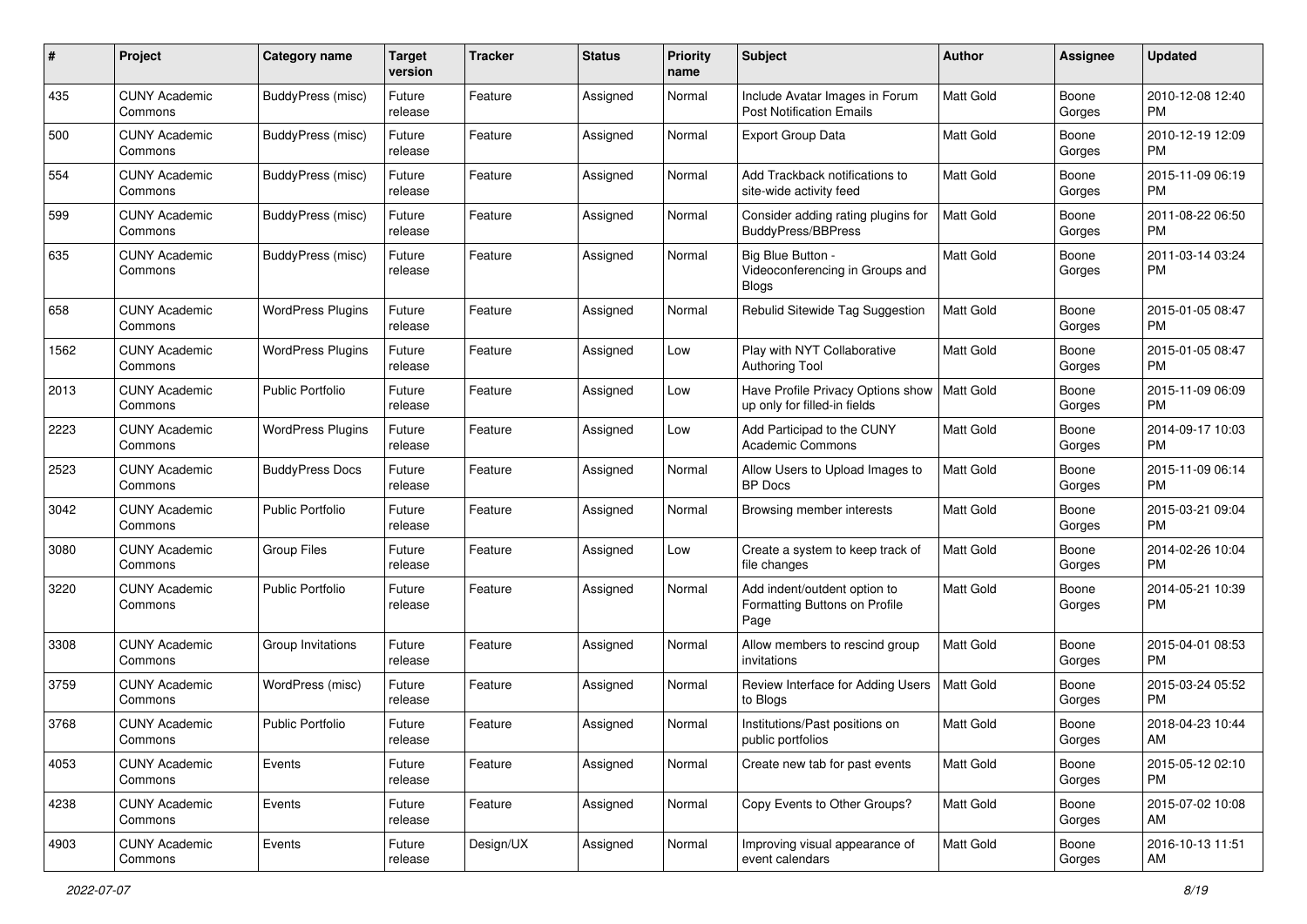| # | Project | Category name | Target version | Tracker | Status | Priority name | Subject | Author | Assignee | Updated |
|---|---|---|---|---|---|---|---|---|---|---|
| 435 | CUNY Academic Commons | BuddyPress (misc) | Future release | Feature | Assigned | Normal | Include Avatar Images in Forum Post Notification Emails | Matt Gold | Boone Gorges | 2010-12-08 12:40 PM |
| 500 | CUNY Academic Commons | BuddyPress (misc) | Future release | Feature | Assigned | Normal | Export Group Data | Matt Gold | Boone Gorges | 2010-12-19 12:09 PM |
| 554 | CUNY Academic Commons | BuddyPress (misc) | Future release | Feature | Assigned | Normal | Add Trackback notifications to site-wide activity feed | Matt Gold | Boone Gorges | 2015-11-09 06:19 PM |
| 599 | CUNY Academic Commons | BuddyPress (misc) | Future release | Feature | Assigned | Normal | Consider adding rating plugins for BuddyPress/BBPress | Matt Gold | Boone Gorges | 2011-08-22 06:50 PM |
| 635 | CUNY Academic Commons | BuddyPress (misc) | Future release | Feature | Assigned | Normal | Big Blue Button - Videoconferencing in Groups and Blogs | Matt Gold | Boone Gorges | 2011-03-14 03:24 PM |
| 658 | CUNY Academic Commons | WordPress Plugins | Future release | Feature | Assigned | Normal | Rebulid Sitewide Tag Suggestion | Matt Gold | Boone Gorges | 2015-01-05 08:47 PM |
| 1562 | CUNY Academic Commons | WordPress Plugins | Future release | Feature | Assigned | Low | Play with NYT Collaborative Authoring Tool | Matt Gold | Boone Gorges | 2015-01-05 08:47 PM |
| 2013 | CUNY Academic Commons | Public Portfolio | Future release | Feature | Assigned | Low | Have Profile Privacy Options show up only for filled-in fields | Matt Gold | Boone Gorges | 2015-11-09 06:09 PM |
| 2223 | CUNY Academic Commons | WordPress Plugins | Future release | Feature | Assigned | Low | Add Participad to the CUNY Academic Commons | Matt Gold | Boone Gorges | 2014-09-17 10:03 PM |
| 2523 | CUNY Academic Commons | BuddyPress Docs | Future release | Feature | Assigned | Normal | Allow Users to Upload Images to BP Docs | Matt Gold | Boone Gorges | 2015-11-09 06:14 PM |
| 3042 | CUNY Academic Commons | Public Portfolio | Future release | Feature | Assigned | Normal | Browsing member interests | Matt Gold | Boone Gorges | 2015-03-21 09:04 PM |
| 3080 | CUNY Academic Commons | Group Files | Future release | Feature | Assigned | Low | Create a system to keep track of file changes | Matt Gold | Boone Gorges | 2014-02-26 10:04 PM |
| 3220 | CUNY Academic Commons | Public Portfolio | Future release | Feature | Assigned | Normal | Add indent/outdent option to Formatting Buttons on Profile Page | Matt Gold | Boone Gorges | 2014-05-21 10:39 PM |
| 3308 | CUNY Academic Commons | Group Invitations | Future release | Feature | Assigned | Normal | Allow members to rescind group invitations | Matt Gold | Boone Gorges | 2015-04-01 08:53 PM |
| 3759 | CUNY Academic Commons | WordPress (misc) | Future release | Feature | Assigned | Normal | Review Interface for Adding Users to Blogs | Matt Gold | Boone Gorges | 2015-03-24 05:52 PM |
| 3768 | CUNY Academic Commons | Public Portfolio | Future release | Feature | Assigned | Normal | Institutions/Past positions on public portfolios | Matt Gold | Boone Gorges | 2018-04-23 10:44 AM |
| 4053 | CUNY Academic Commons | Events | Future release | Feature | Assigned | Normal | Create new tab for past events | Matt Gold | Boone Gorges | 2015-05-12 02:10 PM |
| 4238 | CUNY Academic Commons | Events | Future release | Feature | Assigned | Normal | Copy Events to Other Groups? | Matt Gold | Boone Gorges | 2015-07-02 10:08 AM |
| 4903 | CUNY Academic Commons | Events | Future release | Design/UX | Assigned | Normal | Improving visual appearance of event calendars | Matt Gold | Boone Gorges | 2016-10-13 11:51 AM |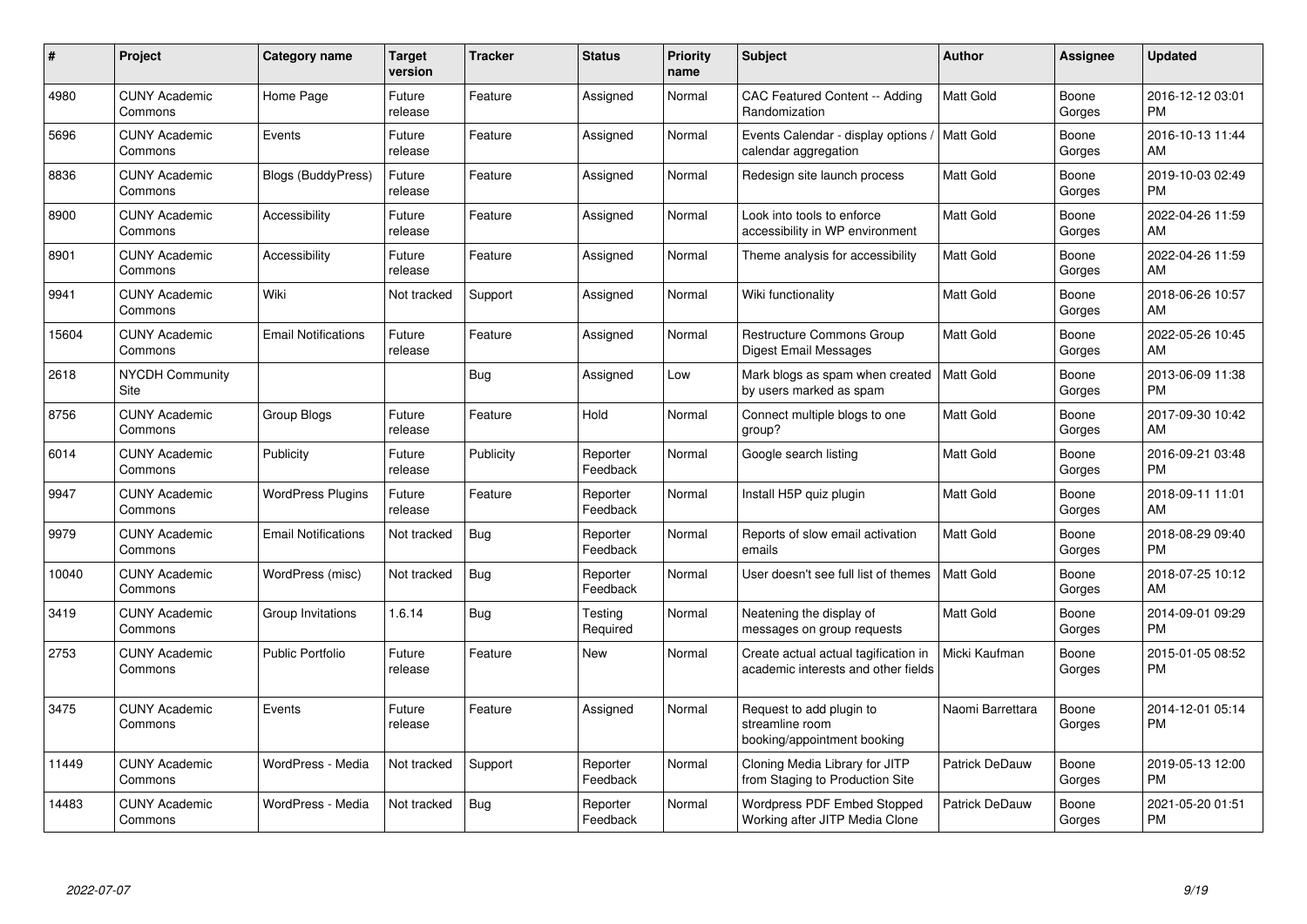| # | Project | Category name | Target version | Tracker | Status | Priority name | Subject | Author | Assignee | Updated |
|---|---|---|---|---|---|---|---|---|---|---|
| 4980 | CUNY Academic Commons | Home Page | Future release | Feature | Assigned | Normal | CAC Featured Content -- Adding Randomization | Matt Gold | Boone Gorges | 2016-12-12 03:01 PM |
| 5696 | CUNY Academic Commons | Events | Future release | Feature | Assigned | Normal | Events Calendar - display options / calendar aggregation | Matt Gold | Boone Gorges | 2016-10-13 11:44 AM |
| 8836 | CUNY Academic Commons | Blogs (BuddyPress) | Future release | Feature | Assigned | Normal | Redesign site launch process | Matt Gold | Boone Gorges | 2019-10-03 02:49 PM |
| 8900 | CUNY Academic Commons | Accessibility | Future release | Feature | Assigned | Normal | Look into tools to enforce accessibility in WP environment | Matt Gold | Boone Gorges | 2022-04-26 11:59 AM |
| 8901 | CUNY Academic Commons | Accessibility | Future release | Feature | Assigned | Normal | Theme analysis for accessibility | Matt Gold | Boone Gorges | 2022-04-26 11:59 AM |
| 9941 | CUNY Academic Commons | Wiki | Not tracked | Support | Assigned | Normal | Wiki functionality | Matt Gold | Boone Gorges | 2018-06-26 10:57 AM |
| 15604 | CUNY Academic Commons | Email Notifications | Future release | Feature | Assigned | Normal | Restructure Commons Group Digest Email Messages | Matt Gold | Boone Gorges | 2022-05-26 10:45 AM |
| 2618 | NYCDH Community Site | | | Bug | Assigned | Low | Mark blogs as spam when created by users marked as spam | Matt Gold | Boone Gorges | 2013-06-09 11:38 PM |
| 8756 | CUNY Academic Commons | Group Blogs | Future release | Feature | Hold | Normal | Connect multiple blogs to one group? | Matt Gold | Boone Gorges | 2017-09-30 10:42 AM |
| 6014 | CUNY Academic Commons | Publicity | Future release | Publicity | Reporter Feedback | Normal | Google search listing | Matt Gold | Boone Gorges | 2016-09-21 03:48 PM |
| 9947 | CUNY Academic Commons | WordPress Plugins | Future release | Feature | Reporter Feedback | Normal | Install H5P quiz plugin | Matt Gold | Boone Gorges | 2018-09-11 11:01 AM |
| 9979 | CUNY Academic Commons | Email Notifications | Not tracked | Bug | Reporter Feedback | Normal | Reports of slow email activation emails | Matt Gold | Boone Gorges | 2018-08-29 09:40 PM |
| 10040 | CUNY Academic Commons | WordPress (misc) | Not tracked | Bug | Reporter Feedback | Normal | User doesn't see full list of themes | Matt Gold | Boone Gorges | 2018-07-25 10:12 AM |
| 3419 | CUNY Academic Commons | Group Invitations | 1.6.14 | Bug | Testing Required | Normal | Neatening the display of messages on group requests | Matt Gold | Boone Gorges | 2014-09-01 09:29 PM |
| 2753 | CUNY Academic Commons | Public Portfolio | Future release | Feature | New | Normal | Create actual actual tagification in academic interests and other fields | Micki Kaufman | Boone Gorges | 2015-01-05 08:52 PM |
| 3475 | CUNY Academic Commons | Events | Future release | Feature | Assigned | Normal | Request to add plugin to streamline room booking/appointment booking | Naomi Barrettara | Boone Gorges | 2014-12-01 05:14 PM |
| 11449 | CUNY Academic Commons | WordPress - Media | Not tracked | Support | Reporter Feedback | Normal | Cloning Media Library for JITP from Staging to Production Site | Patrick DeDauw | Boone Gorges | 2019-05-13 12:00 PM |
| 14483 | CUNY Academic Commons | WordPress - Media | Not tracked | Bug | Reporter Feedback | Normal | Wordpress PDF Embed Stopped Working after JITP Media Clone | Patrick DeDauw | Boone Gorges | 2021-05-20 01:51 PM |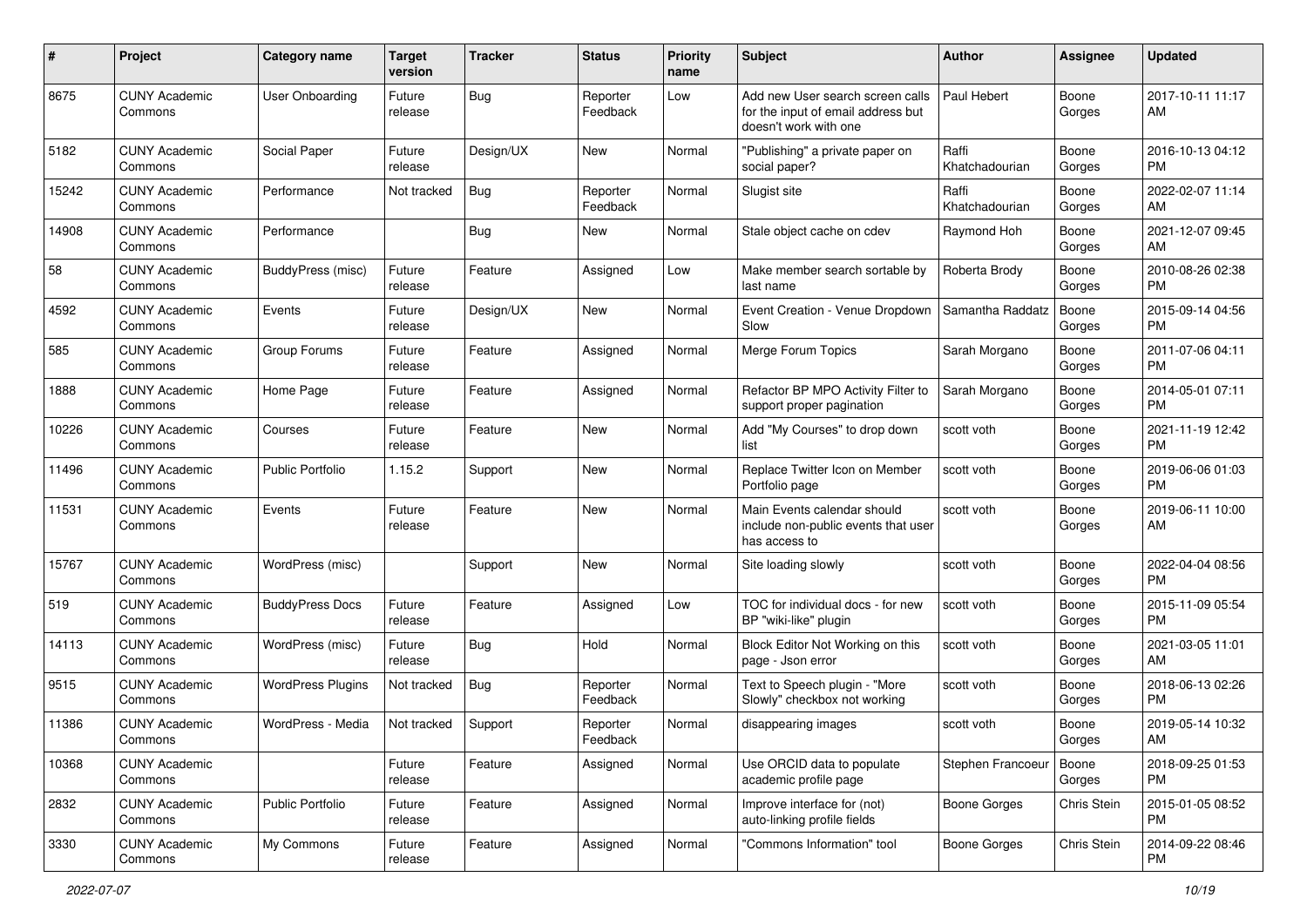| # | Project | Category name | Target version | Tracker | Status | Priority name | Subject | Author | Assignee | Updated |
|---|---|---|---|---|---|---|---|---|---|---|
| 8675 | CUNY Academic Commons | User Onboarding | Future release | Bug | Reporter Feedback | Low | Add new User search screen calls for the input of email address but doesn't work with one | Paul Hebert | Boone Gorges | 2017-10-11 11:17 AM |
| 5182 | CUNY Academic Commons | Social Paper | Future release | Design/UX | New | Normal | "Publishing" a private paper on social paper? | Raffi Khatchadourian | Boone Gorges | 2016-10-13 04:12 PM |
| 15242 | CUNY Academic Commons | Performance | Not tracked | Bug | Reporter Feedback | Normal | Slugist site | Raffi Khatchadourian | Boone Gorges | 2022-02-07 11:14 AM |
| 14908 | CUNY Academic Commons | Performance | | Bug | New | Normal | Stale object cache on cdev | Raymond Hoh | Boone Gorges | 2021-12-07 09:45 AM |
| 58 | CUNY Academic Commons | BuddyPress (misc) | Future release | Feature | Assigned | Low | Make member search sortable by last name | Roberta Brody | Boone Gorges | 2010-08-26 02:38 PM |
| 4592 | CUNY Academic Commons | Events | Future release | Design/UX | New | Normal | Event Creation - Venue Dropdown Slow | Samantha Raddatz | Boone Gorges | 2015-09-14 04:56 PM |
| 585 | CUNY Academic Commons | Group Forums | Future release | Feature | Assigned | Normal | Merge Forum Topics | Sarah Morgano | Boone Gorges | 2011-07-06 04:11 PM |
| 1888 | CUNY Academic Commons | Home Page | Future release | Feature | Assigned | Normal | Refactor BP MPO Activity Filter to support proper pagination | Sarah Morgano | Boone Gorges | 2014-05-01 07:11 PM |
| 10226 | CUNY Academic Commons | Courses | Future release | Feature | New | Normal | Add "My Courses" to drop down list | scott voth | Boone Gorges | 2021-11-19 12:42 PM |
| 11496 | CUNY Academic Commons | Public Portfolio | 1.15.2 | Support | New | Normal | Replace Twitter Icon on Member Portfolio page | scott voth | Boone Gorges | 2019-06-06 01:03 PM |
| 11531 | CUNY Academic Commons | Events | Future release | Feature | New | Normal | Main Events calendar should include non-public events that user has access to | scott voth | Boone Gorges | 2019-06-11 10:00 AM |
| 15767 | CUNY Academic Commons | WordPress (misc) | | Support | New | Normal | Site loading slowly | scott voth | Boone Gorges | 2022-04-04 08:56 PM |
| 519 | CUNY Academic Commons | BuddyPress Docs | Future release | Feature | Assigned | Low | TOC for individual docs - for new BP "wiki-like" plugin | scott voth | Boone Gorges | 2015-11-09 05:54 PM |
| 14113 | CUNY Academic Commons | WordPress (misc) | Future release | Bug | Hold | Normal | Block Editor Not Working on this page - Json error | scott voth | Boone Gorges | 2021-03-05 11:01 AM |
| 9515 | CUNY Academic Commons | WordPress Plugins | Not tracked | Bug | Reporter Feedback | Normal | Text to Speech plugin - "More Slowly" checkbox not working | scott voth | Boone Gorges | 2018-06-13 02:26 PM |
| 11386 | CUNY Academic Commons | WordPress - Media | Not tracked | Support | Reporter Feedback | Normal | disappearing images | scott voth | Boone Gorges | 2019-05-14 10:32 AM |
| 10368 | CUNY Academic Commons | | Future release | Feature | Assigned | Normal | Use ORCID data to populate academic profile page | Stephen Francoeur | Boone Gorges | 2018-09-25 01:53 PM |
| 2832 | CUNY Academic Commons | Public Portfolio | Future release | Feature | Assigned | Normal | Improve interface for (not) auto-linking profile fields | Boone Gorges | Chris Stein | 2015-01-05 08:52 PM |
| 3330 | CUNY Academic Commons | My Commons | Future release | Feature | Assigned | Normal | "Commons Information" tool | Boone Gorges | Chris Stein | 2014-09-22 08:46 PM |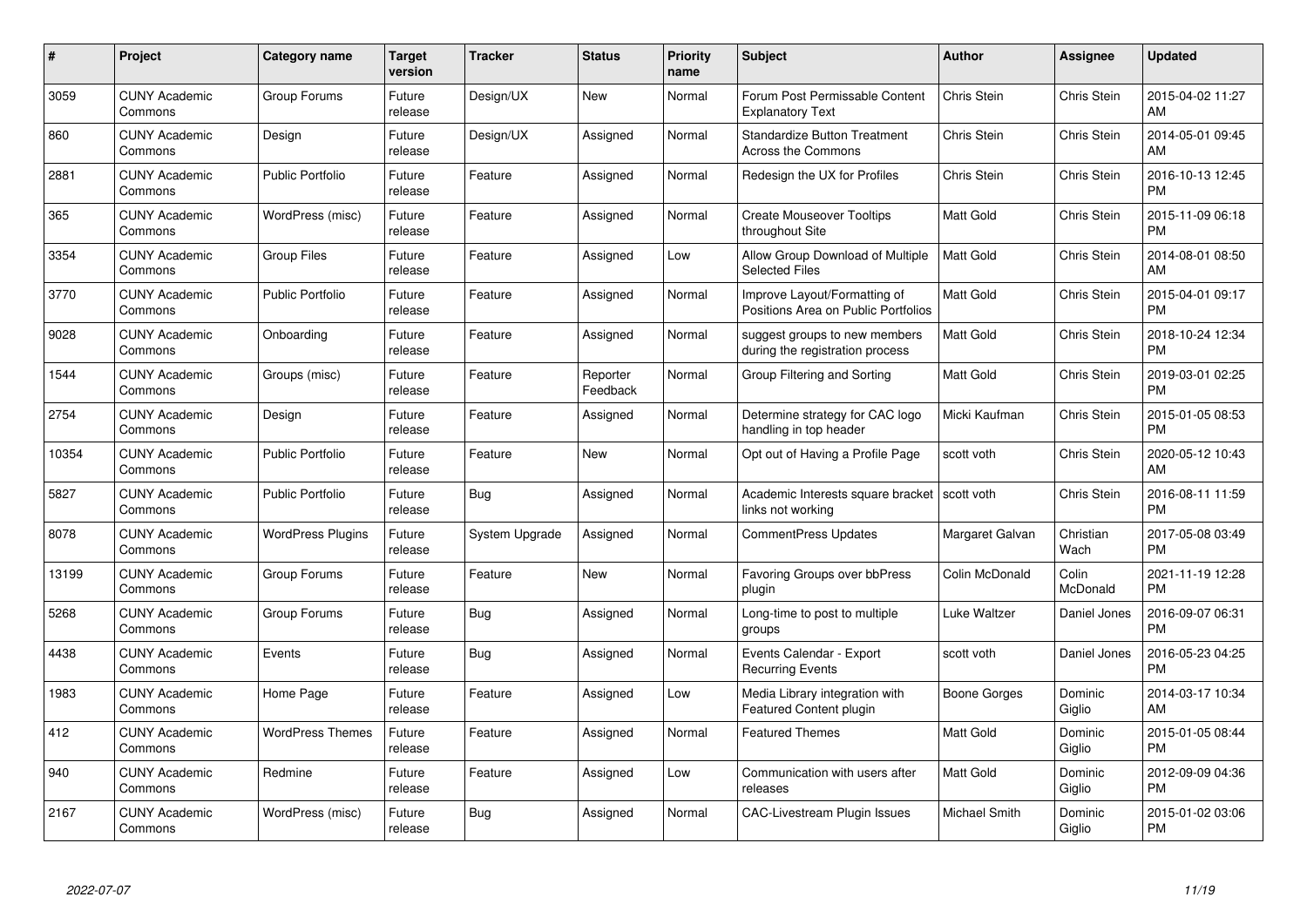| # | Project | Category name | Target version | Tracker | Status | Priority name | Subject | Author | Assignee | Updated |
|---|---|---|---|---|---|---|---|---|---|---|
| 3059 | CUNY Academic Commons | Group Forums | Future release | Design/UX | New | Normal | Forum Post Permissable Content Explanatory Text | Chris Stein | Chris Stein | 2015-04-02 11:27 AM |
| 860 | CUNY Academic Commons | Design | Future release | Design/UX | Assigned | Normal | Standardize Button Treatment Across the Commons | Chris Stein | Chris Stein | 2014-05-01 09:45 AM |
| 2881 | CUNY Academic Commons | Public Portfolio | Future release | Feature | Assigned | Normal | Redesign the UX for Profiles | Chris Stein | Chris Stein | 2016-10-13 12:45 PM |
| 365 | CUNY Academic Commons | WordPress (misc) | Future release | Feature | Assigned | Normal | Create Mouseover Tooltips throughout Site | Matt Gold | Chris Stein | 2015-11-09 06:18 PM |
| 3354 | CUNY Academic Commons | Group Files | Future release | Feature | Assigned | Low | Allow Group Download of Multiple Selected Files | Matt Gold | Chris Stein | 2014-08-01 08:50 AM |
| 3770 | CUNY Academic Commons | Public Portfolio | Future release | Feature | Assigned | Normal | Improve Layout/Formatting of Positions Area on Public Portfolios | Matt Gold | Chris Stein | 2015-04-01 09:17 PM |
| 9028 | CUNY Academic Commons | Onboarding | Future release | Feature | Assigned | Normal | suggest groups to new members during the registration process | Matt Gold | Chris Stein | 2018-10-24 12:34 PM |
| 1544 | CUNY Academic Commons | Groups (misc) | Future release | Feature | Reporter Feedback | Normal | Group Filtering and Sorting | Matt Gold | Chris Stein | 2019-03-01 02:25 PM |
| 2754 | CUNY Academic Commons | Design | Future release | Feature | Assigned | Normal | Determine strategy for CAC logo handling in top header | Micki Kaufman | Chris Stein | 2015-01-05 08:53 PM |
| 10354 | CUNY Academic Commons | Public Portfolio | Future release | Feature | New | Normal | Opt out of Having a Profile Page | scott voth | Chris Stein | 2020-05-12 10:43 AM |
| 5827 | CUNY Academic Commons | Public Portfolio | Future release | Bug | Assigned | Normal | Academic Interests square bracket links not working | scott voth | Chris Stein | 2016-08-11 11:59 PM |
| 8078 | CUNY Academic Commons | WordPress Plugins | Future release | System Upgrade | Assigned | Normal | CommentPress Updates | Margaret Galvan | Christian Wach | 2017-05-08 03:49 PM |
| 13199 | CUNY Academic Commons | Group Forums | Future release | Feature | New | Normal | Favoring Groups over bbPress plugin | Colin McDonald | Colin McDonald | 2021-11-19 12:28 PM |
| 5268 | CUNY Academic Commons | Group Forums | Future release | Bug | Assigned | Normal | Long-time to post to multiple groups | Luke Waltzer | Daniel Jones | 2016-09-07 06:31 PM |
| 4438 | CUNY Academic Commons | Events | Future release | Bug | Assigned | Normal | Events Calendar - Export Recurring Events | scott voth | Daniel Jones | 2016-05-23 04:25 PM |
| 1983 | CUNY Academic Commons | Home Page | Future release | Feature | Assigned | Low | Media Library integration with Featured Content plugin | Boone Gorges | Dominic Giglio | 2014-03-17 10:34 AM |
| 412 | CUNY Academic Commons | WordPress Themes | Future release | Feature | Assigned | Normal | Featured Themes | Matt Gold | Dominic Giglio | 2015-01-05 08:44 PM |
| 940 | CUNY Academic Commons | Redmine | Future release | Feature | Assigned | Low | Communication with users after releases | Matt Gold | Dominic Giglio | 2012-09-09 04:36 PM |
| 2167 | CUNY Academic Commons | WordPress (misc) | Future release | Bug | Assigned | Normal | CAC-Livestream Plugin Issues | Michael Smith | Dominic Giglio | 2015-01-02 03:06 PM |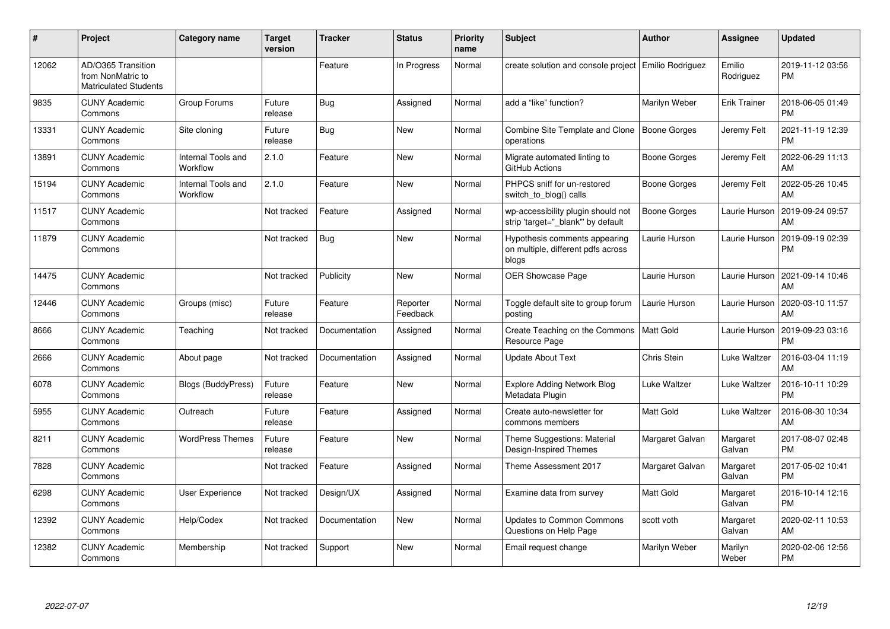| # | Project | Category name | Target version | Tracker | Status | Priority name | Subject | Author | Assignee | Updated |
|---|---|---|---|---|---|---|---|---|---|---|
| 12062 | AD/O365 Transition from NonMatric to Matriculated Students | | | Feature | In Progress | Normal | create solution and console project | Emilio Rodriguez | Emilio Rodriguez | 2019-11-12 03:56 PM |
| 9835 | CUNY Academic Commons | Group Forums | Future release | Bug | Assigned | Normal | add a "like" function? | Marilyn Weber | Erik Trainer | 2018-06-05 01:49 PM |
| 13331 | CUNY Academic Commons | Site cloning | Future release | Bug | New | Normal | Combine Site Template and Clone operations | Boone Gorges | Jeremy Felt | 2021-11-19 12:39 PM |
| 13891 | CUNY Academic Commons | Internal Tools and Workflow | 2.1.0 | Feature | New | Normal | Migrate automated linting to GitHub Actions | Boone Gorges | Jeremy Felt | 2022-06-29 11:13 AM |
| 15194 | CUNY Academic Commons | Internal Tools and Workflow | 2.1.0 | Feature | New | Normal | PHPCS sniff for un-restored switch_to_blog() calls | Boone Gorges | Jeremy Felt | 2022-05-26 10:45 AM |
| 11517 | CUNY Academic Commons | | Not tracked | Feature | Assigned | Normal | wp-accessibility plugin should not strip 'target="_blank"' by default | Boone Gorges | Laurie Hurson | 2019-09-24 09:57 AM |
| 11879 | CUNY Academic Commons | | Not tracked | Bug | New | Normal | Hypothesis comments appearing on multiple, different pdfs across blogs | Laurie Hurson | Laurie Hurson | 2019-09-19 02:39 PM |
| 14475 | CUNY Academic Commons | | Not tracked | Publicity | New | Normal | OER Showcase Page | Laurie Hurson | Laurie Hurson | 2021-09-14 10:46 AM |
| 12446 | CUNY Academic Commons | Groups (misc) | Future release | Feature | Reporter Feedback | Normal | Toggle default site to group forum posting | Laurie Hurson | Laurie Hurson | 2020-03-10 11:57 AM |
| 8666 | CUNY Academic Commons | Teaching | Not tracked | Documentation | Assigned | Normal | Create Teaching on the Commons Resource Page | Matt Gold | Laurie Hurson | 2019-09-23 03:16 PM |
| 2666 | CUNY Academic Commons | About page | Not tracked | Documentation | Assigned | Normal | Update About Text | Chris Stein | Luke Waltzer | 2016-03-04 11:19 AM |
| 6078 | CUNY Academic Commons | Blogs (BuddyPress) | Future release | Feature | New | Normal | Explore Adding Network Blog Metadata Plugin | Luke Waltzer | Luke Waltzer | 2016-10-11 10:29 PM |
| 5955 | CUNY Academic Commons | Outreach | Future release | Feature | Assigned | Normal | Create auto-newsletter for commons members | Matt Gold | Luke Waltzer | 2016-08-30 10:34 AM |
| 8211 | CUNY Academic Commons | WordPress Themes | Future release | Feature | New | Normal | Theme Suggestions: Material Design-Inspired Themes | Margaret Galvan | Margaret Galvan | 2017-08-07 02:48 PM |
| 7828 | CUNY Academic Commons | | Not tracked | Feature | Assigned | Normal | Theme Assessment 2017 | Margaret Galvan | Margaret Galvan | 2017-05-02 10:41 PM |
| 6298 | CUNY Academic Commons | User Experience | Not tracked | Design/UX | Assigned | Normal | Examine data from survey | Matt Gold | Margaret Galvan | 2016-10-14 12:16 PM |
| 12392 | CUNY Academic Commons | Help/Codex | Not tracked | Documentation | New | Normal | Updates to Common Commons Questions on Help Page | scott voth | Margaret Galvan | 2020-02-11 10:53 AM |
| 12382 | CUNY Academic Commons | Membership | Not tracked | Support | New | Normal | Email request change | Marilyn Weber | Marilyn Weber | 2020-02-06 12:56 PM |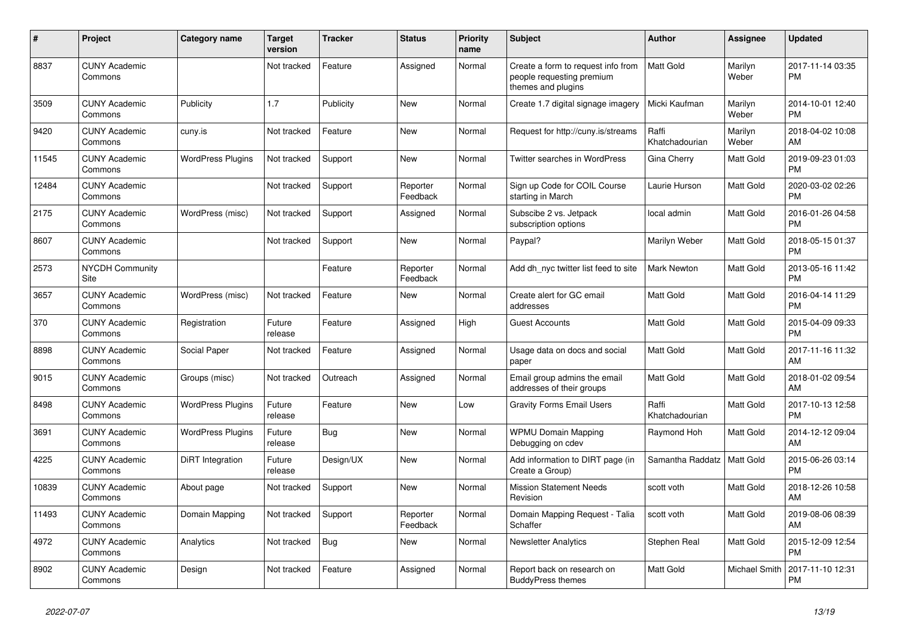| # | Project | Category name | Target version | Tracker | Status | Priority name | Subject | Author | Assignee | Updated |
|---|---|---|---|---|---|---|---|---|---|---|
| 8837 | CUNY Academic Commons | | Not tracked | Feature | Assigned | Normal | Create a form to request info from people requesting premium themes and plugins | Matt Gold | Marilyn Weber | 2017-11-14 03:35 PM |
| 3509 | CUNY Academic Commons | Publicity | 1.7 | Publicity | New | Normal | Create 1.7 digital signage imagery | Micki Kaufman | Marilyn Weber | 2014-10-01 12:40 PM |
| 9420 | CUNY Academic Commons | cuny.is | Not tracked | Feature | New | Normal | Request for http://cuny.is/streams | Raffi Khatchadourian | Marilyn Weber | 2018-04-02 10:08 AM |
| 11545 | CUNY Academic Commons | WordPress Plugins | Not tracked | Support | New | Normal | Twitter searches in WordPress | Gina Cherry | Matt Gold | 2019-09-23 01:03 PM |
| 12484 | CUNY Academic Commons | | Not tracked | Support | Reporter Feedback | Normal | Sign up Code for COIL Course starting in March | Laurie Hurson | Matt Gold | 2020-03-02 02:26 PM |
| 2175 | CUNY Academic Commons | WordPress (misc) | Not tracked | Support | Assigned | Normal | Subscibe 2 vs. Jetpack subscription options | local admin | Matt Gold | 2016-01-26 04:58 PM |
| 8607 | CUNY Academic Commons | | Not tracked | Support | New | Normal | Paypal? | Marilyn Weber | Matt Gold | 2018-05-15 01:37 PM |
| 2573 | NYCDH Community Site | | | Feature | Reporter Feedback | Normal | Add dh_nyc twitter list feed to site | Mark Newton | Matt Gold | 2013-05-16 11:42 PM |
| 3657 | CUNY Academic Commons | WordPress (misc) | Not tracked | Feature | New | Normal | Create alert for GC email addresses | Matt Gold | Matt Gold | 2016-04-14 11:29 PM |
| 370 | CUNY Academic Commons | Registration | Future release | Feature | Assigned | High | Guest Accounts | Matt Gold | Matt Gold | 2015-04-09 09:33 PM |
| 8898 | CUNY Academic Commons | Social Paper | Not tracked | Feature | Assigned | Normal | Usage data on docs and social paper | Matt Gold | Matt Gold | 2017-11-16 11:32 AM |
| 9015 | CUNY Academic Commons | Groups (misc) | Not tracked | Outreach | Assigned | Normal | Email group admins the email addresses of their groups | Matt Gold | Matt Gold | 2018-01-02 09:54 AM |
| 8498 | CUNY Academic Commons | WordPress Plugins | Future release | Feature | New | Low | Gravity Forms Email Users | Raffi Khatchadourian | Matt Gold | 2017-10-13 12:58 PM |
| 3691 | CUNY Academic Commons | WordPress Plugins | Future release | Bug | New | Normal | WPMU Domain Mapping Debugging on cdev | Raymond Hoh | Matt Gold | 2014-12-12 09:04 AM |
| 4225 | CUNY Academic Commons | DiRT Integration | Future release | Design/UX | New | Normal | Add information to DIRT page (in Create a Group) | Samantha Raddatz | Matt Gold | 2015-06-26 03:14 PM |
| 10839 | CUNY Academic Commons | About page | Not tracked | Support | New | Normal | Mission Statement Needs Revision | scott voth | Matt Gold | 2018-12-26 10:58 AM |
| 11493 | CUNY Academic Commons | Domain Mapping | Not tracked | Support | Reporter Feedback | Normal | Domain Mapping Request - Talia Schaffer | scott voth | Matt Gold | 2019-08-06 08:39 AM |
| 4972 | CUNY Academic Commons | Analytics | Not tracked | Bug | New | Normal | Newsletter Analytics | Stephen Real | Matt Gold | 2015-12-09 12:54 PM |
| 8902 | CUNY Academic Commons | Design | Not tracked | Feature | Assigned | Normal | Report back on research on BuddyPress themes | Matt Gold | Michael Smith | 2017-11-10 12:31 PM |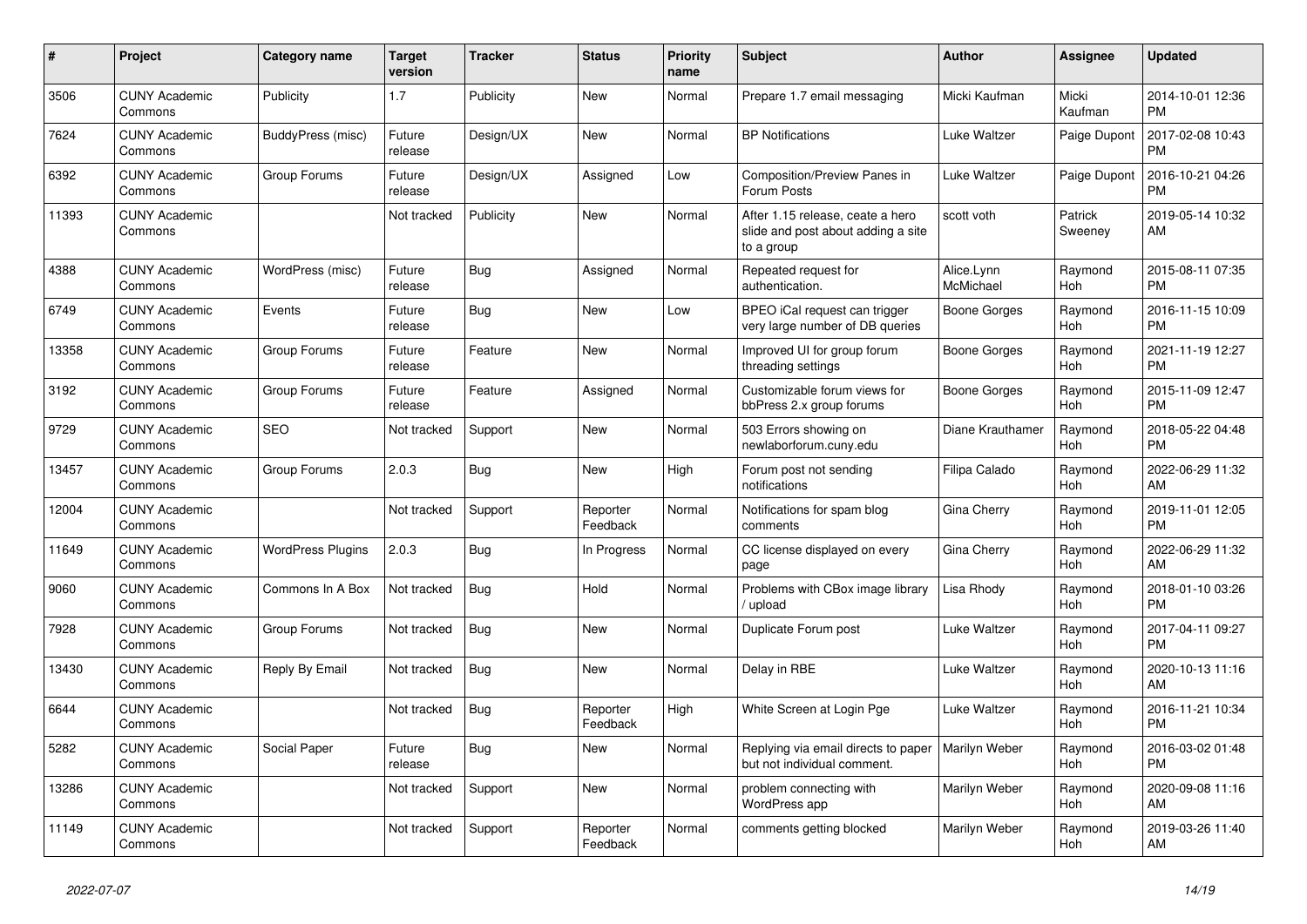| # | Project | Category name | Target version | Tracker | Status | Priority name | Subject | Author | Assignee | Updated |
|---|---|---|---|---|---|---|---|---|---|---|
| 3506 | CUNY Academic Commons | Publicity | 1.7 | Publicity | New | Normal | Prepare 1.7 email messaging | Micki Kaufman | Micki Kaufman | 2014-10-01 12:36 PM |
| 7624 | CUNY Academic Commons | BuddyPress (misc) | Future release | Design/UX | New | Normal | BP Notifications | Luke Waltzer | Paige Dupont | 2017-02-08 10:43 PM |
| 6392 | CUNY Academic Commons | Group Forums | Future release | Design/UX | Assigned | Low | Composition/Preview Panes in Forum Posts | Luke Waltzer | Paige Dupont | 2016-10-21 04:26 PM |
| 11393 | CUNY Academic Commons | | Not tracked | Publicity | New | Normal | After 1.15 release, ceate a hero slide and post about adding a site to a group | scott voth | Patrick Sweeney | 2019-05-14 10:32 AM |
| 4388 | CUNY Academic Commons | WordPress (misc) | Future release | Bug | Assigned | Normal | Repeated request for authentication. | Alice.Lynn McMichael | Raymond Hoh | 2015-08-11 07:35 PM |
| 6749 | CUNY Academic Commons | Events | Future release | Bug | New | Low | BPEO iCal request can trigger very large number of DB queries | Boone Gorges | Raymond Hoh | 2016-11-15 10:09 PM |
| 13358 | CUNY Academic Commons | Group Forums | Future release | Feature | New | Normal | Improved UI for group forum threading settings | Boone Gorges | Raymond Hoh | 2021-11-19 12:27 PM |
| 3192 | CUNY Academic Commons | Group Forums | Future release | Feature | Assigned | Normal | Customizable forum views for bbPress 2.x group forums | Boone Gorges | Raymond Hoh | 2015-11-09 12:47 PM |
| 9729 | CUNY Academic Commons | SEO | Not tracked | Support | New | Normal | 503 Errors showing on newlaborforum.cuny.edu | Diane Krauthamer | Raymond Hoh | 2018-05-22 04:48 PM |
| 13457 | CUNY Academic Commons | Group Forums | 2.0.3 | Bug | New | High | Forum post not sending notifications | Filipa Calado | Raymond Hoh | 2022-06-29 11:32 AM |
| 12004 | CUNY Academic Commons | | Not tracked | Support | Reporter Feedback | Normal | Notifications for spam blog comments | Gina Cherry | Raymond Hoh | 2019-11-01 12:05 PM |
| 11649 | CUNY Academic Commons | WordPress Plugins | 2.0.3 | Bug | In Progress | Normal | CC license displayed on every page | Gina Cherry | Raymond Hoh | 2022-06-29 11:32 AM |
| 9060 | CUNY Academic Commons | Commons In A Box | Not tracked | Bug | Hold | Normal | Problems with CBox image library / upload | Lisa Rhody | Raymond Hoh | 2018-01-10 03:26 PM |
| 7928 | CUNY Academic Commons | Group Forums | Not tracked | Bug | New | Normal | Duplicate Forum post | Luke Waltzer | Raymond Hoh | 2017-04-11 09:27 PM |
| 13430 | CUNY Academic Commons | Reply By Email | Not tracked | Bug | New | Normal | Delay in RBE | Luke Waltzer | Raymond Hoh | 2020-10-13 11:16 AM |
| 6644 | CUNY Academic Commons | | Not tracked | Bug | Reporter Feedback | High | White Screen at Login Pge | Luke Waltzer | Raymond Hoh | 2016-11-21 10:34 PM |
| 5282 | CUNY Academic Commons | Social Paper | Future release | Bug | New | Normal | Replying via email directs to paper but not individual comment. | Marilyn Weber | Raymond Hoh | 2016-03-02 01:48 PM |
| 13286 | CUNY Academic Commons | | Not tracked | Support | New | Normal | problem connecting with WordPress app | Marilyn Weber | Raymond Hoh | 2020-09-08 11:16 AM |
| 11149 | CUNY Academic Commons | | Not tracked | Support | Reporter Feedback | Normal | comments getting blocked | Marilyn Weber | Raymond Hoh | 2019-03-26 11:40 AM |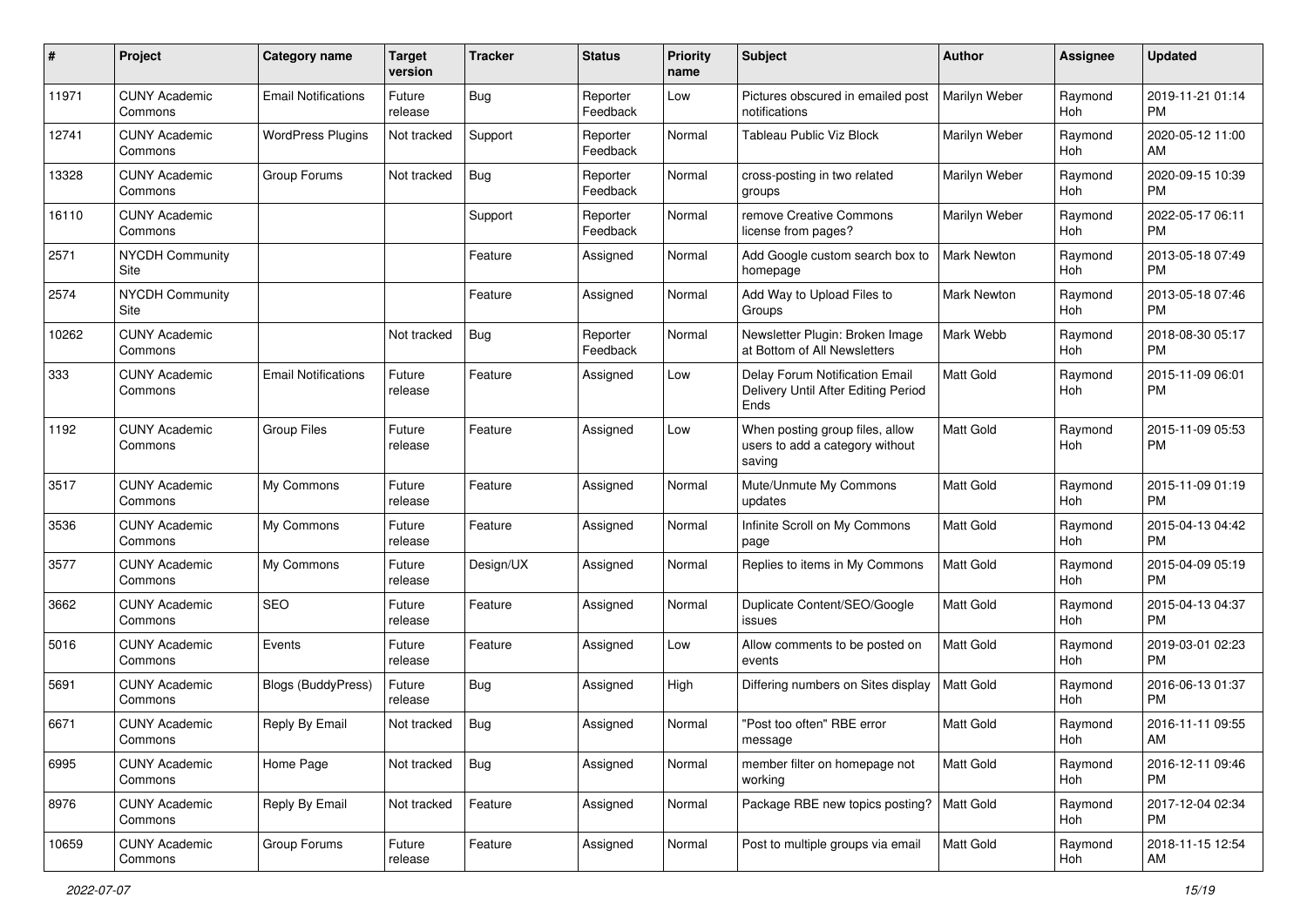| # | Project | Category name | Target version | Tracker | Status | Priority name | Subject | Author | Assignee | Updated |
|---|---|---|---|---|---|---|---|---|---|---|
| 11971 | CUNY Academic Commons | Email Notifications | Future release | Bug | Reporter Feedback | Low | Pictures obscured in emailed post notifications | Marilyn Weber | Raymond Hoh | 2019-11-21 01:14 PM |
| 12741 | CUNY Academic Commons | WordPress Plugins | Not tracked | Support | Reporter Feedback | Normal | Tableau Public Viz Block | Marilyn Weber | Raymond Hoh | 2020-05-12 11:00 AM |
| 13328 | CUNY Academic Commons | Group Forums | Not tracked | Bug | Reporter Feedback | Normal | cross-posting in two related groups | Marilyn Weber | Raymond Hoh | 2020-09-15 10:39 PM |
| 16110 | CUNY Academic Commons | | | Support | Reporter Feedback | Normal | remove Creative Commons license from pages? | Marilyn Weber | Raymond Hoh | 2022-05-17 06:11 PM |
| 2571 | NYCDH Community Site | | | Feature | Assigned | Normal | Add Google custom search box to homepage | Mark Newton | Raymond Hoh | 2013-05-18 07:49 PM |
| 2574 | NYCDH Community Site | | | Feature | Assigned | Normal | Add Way to Upload Files to Groups | Mark Newton | Raymond Hoh | 2013-05-18 07:46 PM |
| 10262 | CUNY Academic Commons | | Not tracked | Bug | Reporter Feedback | Normal | Newsletter Plugin: Broken Image at Bottom of All Newsletters | Mark Webb | Raymond Hoh | 2018-08-30 05:17 PM |
| 333 | CUNY Academic Commons | Email Notifications | Future release | Feature | Assigned | Low | Delay Forum Notification Email Delivery Until After Editing Period Ends | Matt Gold | Raymond Hoh | 2015-11-09 06:01 PM |
| 1192 | CUNY Academic Commons | Group Files | Future release | Feature | Assigned | Low | When posting group files, allow users to add a category without saving | Matt Gold | Raymond Hoh | 2015-11-09 05:53 PM |
| 3517 | CUNY Academic Commons | My Commons | Future release | Feature | Assigned | Normal | Mute/Unmute My Commons updates | Matt Gold | Raymond Hoh | 2015-11-09 01:19 PM |
| 3536 | CUNY Academic Commons | My Commons | Future release | Feature | Assigned | Normal | Infinite Scroll on My Commons page | Matt Gold | Raymond Hoh | 2015-04-13 04:42 PM |
| 3577 | CUNY Academic Commons | My Commons | Future release | Design/UX | Assigned | Normal | Replies to items in My Commons | Matt Gold | Raymond Hoh | 2015-04-09 05:19 PM |
| 3662 | CUNY Academic Commons | SEO | Future release | Feature | Assigned | Normal | Duplicate Content/SEO/Google issues | Matt Gold | Raymond Hoh | 2015-04-13 04:37 PM |
| 5016 | CUNY Academic Commons | Events | Future release | Feature | Assigned | Low | Allow comments to be posted on events | Matt Gold | Raymond Hoh | 2019-03-01 02:23 PM |
| 5691 | CUNY Academic Commons | Blogs (BuddyPress) | Future release | Bug | Assigned | High | Differing numbers on Sites display | Matt Gold | Raymond Hoh | 2016-06-13 01:37 PM |
| 6671 | CUNY Academic Commons | Reply By Email | Not tracked | Bug | Assigned | Normal | "Post too often" RBE error message | Matt Gold | Raymond Hoh | 2016-11-11 09:55 AM |
| 6995 | CUNY Academic Commons | Home Page | Not tracked | Bug | Assigned | Normal | member filter on homepage not working | Matt Gold | Raymond Hoh | 2016-12-11 09:46 PM |
| 8976 | CUNY Academic Commons | Reply By Email | Not tracked | Feature | Assigned | Normal | Package RBE new topics posting? | Matt Gold | Raymond Hoh | 2017-12-04 02:34 PM |
| 10659 | CUNY Academic Commons | Group Forums | Future release | Feature | Assigned | Normal | Post to multiple groups via email | Matt Gold | Raymond Hoh | 2018-11-15 12:54 AM |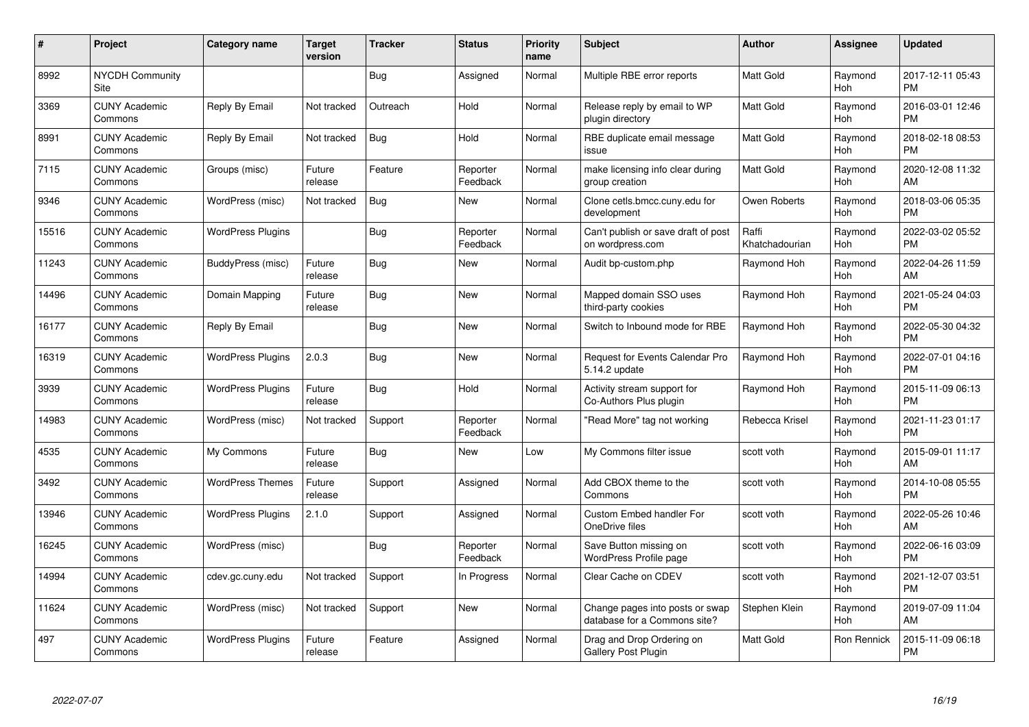| # | Project | Category name | Target version | Tracker | Status | Priority name | Subject | Author | Assignee | Updated |
|---|---|---|---|---|---|---|---|---|---|---|
| 8992 | NYCDH Community Site | | | Bug | Assigned | Normal | Multiple RBE error reports | Matt Gold | Raymond Hoh | 2017-12-11 05:43 PM |
| 3369 | CUNY Academic Commons | Reply By Email | Not tracked | Outreach | Hold | Normal | Release reply by email to WP plugin directory | Matt Gold | Raymond Hoh | 2016-03-01 12:46 PM |
| 8991 | CUNY Academic Commons | Reply By Email | Not tracked | Bug | Hold | Normal | RBE duplicate email message issue | Matt Gold | Raymond Hoh | 2018-02-18 08:53 PM |
| 7115 | CUNY Academic Commons | Groups (misc) | Future release | Feature | Reporter Feedback | Normal | make licensing info clear during group creation | Matt Gold | Raymond Hoh | 2020-12-08 11:32 AM |
| 9346 | CUNY Academic Commons | WordPress (misc) | Not tracked | Bug | New | Normal | Clone cetls.bmcc.cuny.edu for development | Owen Roberts | Raymond Hoh | 2018-03-06 05:35 PM |
| 15516 | CUNY Academic Commons | WordPress Plugins | | Bug | Reporter Feedback | Normal | Can't publish or save draft of post on wordpress.com | Raffi Khatchadourian | Raymond Hoh | 2022-03-02 05:52 PM |
| 11243 | CUNY Academic Commons | BuddyPress (misc) | Future release | Bug | New | Normal | Audit bp-custom.php | Raymond Hoh | Raymond Hoh | 2022-04-26 11:59 AM |
| 14496 | CUNY Academic Commons | Domain Mapping | Future release | Bug | New | Normal | Mapped domain SSO uses third-party cookies | Raymond Hoh | Raymond Hoh | 2021-05-24 04:03 PM |
| 16177 | CUNY Academic Commons | Reply By Email | | Bug | New | Normal | Switch to Inbound mode for RBE | Raymond Hoh | Raymond Hoh | 2022-05-30 04:32 PM |
| 16319 | CUNY Academic Commons | WordPress Plugins | 2.0.3 | Bug | New | Normal | Request for Events Calendar Pro 5.14.2 update | Raymond Hoh | Raymond Hoh | 2022-07-01 04:16 PM |
| 3939 | CUNY Academic Commons | WordPress Plugins | Future release | Bug | Hold | Normal | Activity stream support for Co-Authors Plus plugin | Raymond Hoh | Raymond Hoh | 2015-11-09 06:13 PM |
| 14983 | CUNY Academic Commons | WordPress (misc) | Not tracked | Support | Reporter Feedback | Normal | "Read More" tag not working | Rebecca Krisel | Raymond Hoh | 2021-11-23 01:17 PM |
| 4535 | CUNY Academic Commons | My Commons | Future release | Bug | New | Low | My Commons filter issue | scott voth | Raymond Hoh | 2015-09-01 11:17 AM |
| 3492 | CUNY Academic Commons | WordPress Themes | Future release | Support | Assigned | Normal | Add CBOX theme to the Commons | scott voth | Raymond Hoh | 2014-10-08 05:55 PM |
| 13946 | CUNY Academic Commons | WordPress Plugins | 2.1.0 | Support | Assigned | Normal | Custom Embed handler For OneDrive files | scott voth | Raymond Hoh | 2022-05-26 10:46 AM |
| 16245 | CUNY Academic Commons | WordPress (misc) | | Bug | Reporter Feedback | Normal | Save Button missing on WordPress Profile page | scott voth | Raymond Hoh | 2022-06-16 03:09 PM |
| 14994 | CUNY Academic Commons | cdev.gc.cuny.edu | Not tracked | Support | In Progress | Normal | Clear Cache on CDEV | scott voth | Raymond Hoh | 2021-12-07 03:51 PM |
| 11624 | CUNY Academic Commons | WordPress (misc) | Not tracked | Support | New | Normal | Change pages into posts or swap database for a Commons site? | Stephen Klein | Raymond Hoh | 2019-07-09 11:04 AM |
| 497 | CUNY Academic Commons | WordPress Plugins | Future release | Feature | Assigned | Normal | Drag and Drop Ordering on Gallery Post Plugin | Matt Gold | Ron Rennick | 2015-11-09 06:18 PM |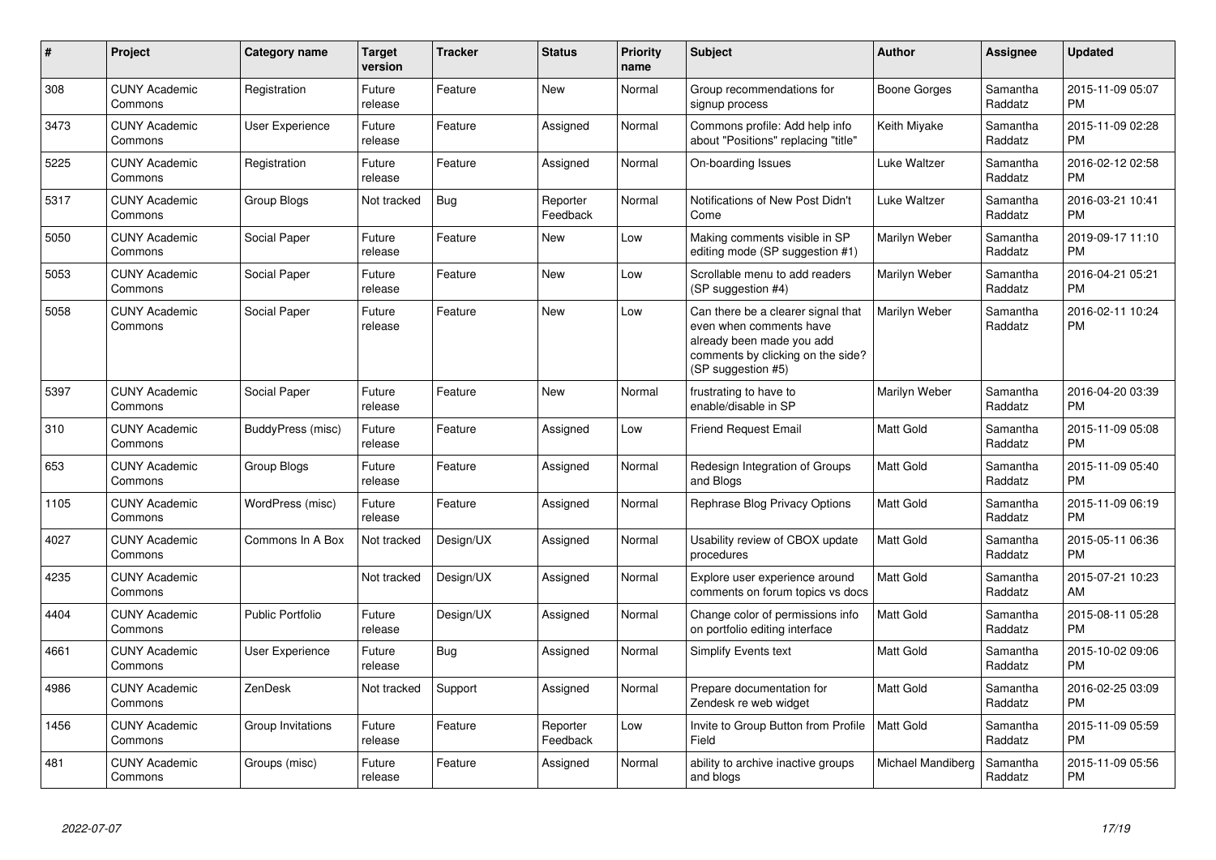| # | Project | Category name | Target version | Tracker | Status | Priority name | Subject | Author | Assignee | Updated |
|---|---|---|---|---|---|---|---|---|---|---|
| 308 | CUNY Academic Commons | Registration | Future release | Feature | New | Normal | Group recommendations for signup process | Boone Gorges | Samantha Raddatz | 2015-11-09 05:07 PM |
| 3473 | CUNY Academic Commons | User Experience | Future release | Feature | Assigned | Normal | Commons profile: Add help info about "Positions" replacing "title" | Keith Miyake | Samantha Raddatz | 2015-11-09 02:28 PM |
| 5225 | CUNY Academic Commons | Registration | Future release | Feature | Assigned | Normal | On-boarding Issues | Luke Waltzer | Samantha Raddatz | 2016-02-12 02:58 PM |
| 5317 | CUNY Academic Commons | Group Blogs | Not tracked | Bug | Reporter Feedback | Normal | Notifications of New Post Didn't Come | Luke Waltzer | Samantha Raddatz | 2016-03-21 10:41 PM |
| 5050 | CUNY Academic Commons | Social Paper | Future release | Feature | New | Low | Making comments visible in SP editing mode (SP suggestion #1) | Marilyn Weber | Samantha Raddatz | 2019-09-17 11:10 PM |
| 5053 | CUNY Academic Commons | Social Paper | Future release | Feature | New | Low | Scrollable menu to add readers (SP suggestion #4) | Marilyn Weber | Samantha Raddatz | 2016-04-21 05:21 PM |
| 5058 | CUNY Academic Commons | Social Paper | Future release | Feature | New | Low | Can there be a clearer signal that even when comments have already been made you add comments by clicking on the side? (SP suggestion #5) | Marilyn Weber | Samantha Raddatz | 2016-02-11 10:24 PM |
| 5397 | CUNY Academic Commons | Social Paper | Future release | Feature | New | Normal | frustrating to have to enable/disable in SP | Marilyn Weber | Samantha Raddatz | 2016-04-20 03:39 PM |
| 310 | CUNY Academic Commons | BuddyPress (misc) | Future release | Feature | Assigned | Low | Friend Request Email | Matt Gold | Samantha Raddatz | 2015-11-09 05:08 PM |
| 653 | CUNY Academic Commons | Group Blogs | Future release | Feature | Assigned | Normal | Redesign Integration of Groups and Blogs | Matt Gold | Samantha Raddatz | 2015-11-09 05:40 PM |
| 1105 | CUNY Academic Commons | WordPress (misc) | Future release | Feature | Assigned | Normal | Rephrase Blog Privacy Options | Matt Gold | Samantha Raddatz | 2015-11-09 06:19 PM |
| 4027 | CUNY Academic Commons | Commons In A Box | Not tracked | Design/UX | Assigned | Normal | Usability review of CBOX update procedures | Matt Gold | Samantha Raddatz | 2015-05-11 06:36 PM |
| 4235 | CUNY Academic Commons | | Not tracked | Design/UX | Assigned | Normal | Explore user experience around comments on forum topics vs docs | Matt Gold | Samantha Raddatz | 2015-07-21 10:23 AM |
| 4404 | CUNY Academic Commons | Public Portfolio | Future release | Design/UX | Assigned | Normal | Change color of permissions info on portfolio editing interface | Matt Gold | Samantha Raddatz | 2015-08-11 05:28 PM |
| 4661 | CUNY Academic Commons | User Experience | Future release | Bug | Assigned | Normal | Simplify Events text | Matt Gold | Samantha Raddatz | 2015-10-02 09:06 PM |
| 4986 | CUNY Academic Commons | ZenDesk | Not tracked | Support | Assigned | Normal | Prepare documentation for Zendesk re web widget | Matt Gold | Samantha Raddatz | 2016-02-25 03:09 PM |
| 1456 | CUNY Academic Commons | Group Invitations | Future release | Feature | Reporter Feedback | Low | Invite to Group Button from Profile Field | Matt Gold | Samantha Raddatz | 2015-11-09 05:59 PM |
| 481 | CUNY Academic Commons | Groups (misc) | Future release | Feature | Assigned | Normal | ability to archive inactive groups and blogs | Michael Mandiberg | Samantha Raddatz | 2015-11-09 05:56 PM |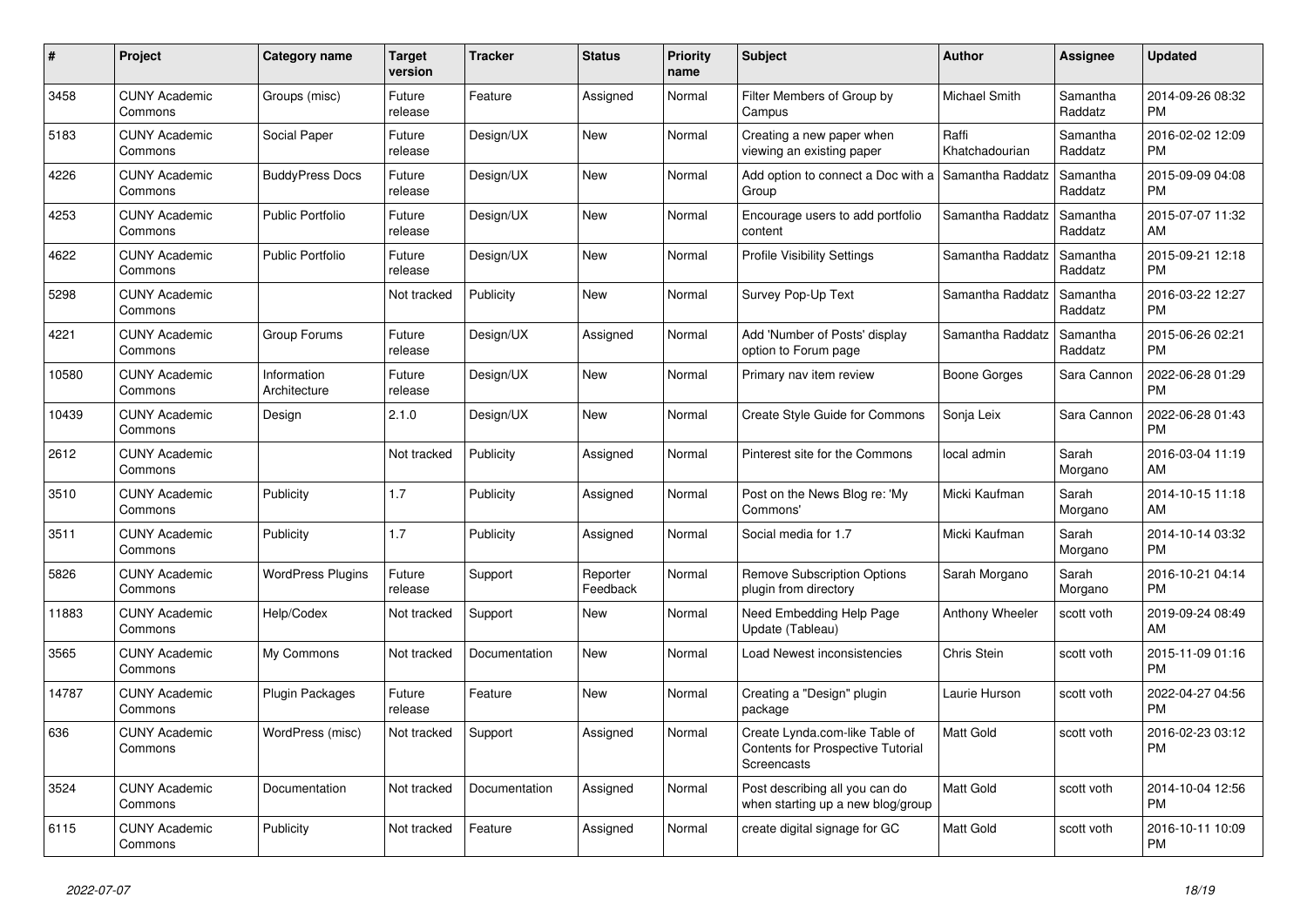| # | Project | Category name | Target version | Tracker | Status | Priority name | Subject | Author | Assignee | Updated |
|---|---|---|---|---|---|---|---|---|---|---|
| 3458 | CUNY Academic Commons | Groups (misc) | Future release | Feature | Assigned | Normal | Filter Members of Group by Campus | Michael Smith | Samantha Raddatz | 2014-09-26 08:32 PM |
| 5183 | CUNY Academic Commons | Social Paper | Future release | Design/UX | New | Normal | Creating a new paper when viewing an existing paper | Raffi Khatchadourian | Samantha Raddatz | 2016-02-02 12:09 PM |
| 4226 | CUNY Academic Commons | BuddyPress Docs | Future release | Design/UX | New | Normal | Add option to connect a Doc with a Group | Samantha Raddatz | Samantha Raddatz | 2015-09-09 04:08 PM |
| 4253 | CUNY Academic Commons | Public Portfolio | Future release | Design/UX | New | Normal | Encourage users to add portfolio content | Samantha Raddatz | Samantha Raddatz | 2015-07-07 11:32 AM |
| 4622 | CUNY Academic Commons | Public Portfolio | Future release | Design/UX | New | Normal | Profile Visibility Settings | Samantha Raddatz | Samantha Raddatz | 2015-09-21 12:18 PM |
| 5298 | CUNY Academic Commons | | Not tracked | Publicity | New | Normal | Survey Pop-Up Text | Samantha Raddatz | Samantha Raddatz | 2016-03-22 12:27 PM |
| 4221 | CUNY Academic Commons | Group Forums | Future release | Design/UX | Assigned | Normal | Add 'Number of Posts' display option to Forum page | Samantha Raddatz | Samantha Raddatz | 2015-06-26 02:21 PM |
| 10580 | CUNY Academic Commons | Information Architecture | Future release | Design/UX | New | Normal | Primary nav item review | Boone Gorges | Sara Cannon | 2022-06-28 01:29 PM |
| 10439 | CUNY Academic Commons | Design | 2.1.0 | Design/UX | New | Normal | Create Style Guide for Commons | Sonja Leix | Sara Cannon | 2022-06-28 01:43 PM |
| 2612 | CUNY Academic Commons | | Not tracked | Publicity | Assigned | Normal | Pinterest site for the Commons | local admin | Sarah Morgano | 2016-03-04 11:19 AM |
| 3510 | CUNY Academic Commons | Publicity | 1.7 | Publicity | Assigned | Normal | Post on the News Blog re: 'My Commons' | Micki Kaufman | Sarah Morgano | 2014-10-15 11:18 AM |
| 3511 | CUNY Academic Commons | Publicity | 1.7 | Publicity | Assigned | Normal | Social media for 1.7 | Micki Kaufman | Sarah Morgano | 2014-10-14 03:32 PM |
| 5826 | CUNY Academic Commons | WordPress Plugins | Future release | Support | Reporter Feedback | Normal | Remove Subscription Options plugin from directory | Sarah Morgano | Sarah Morgano | 2016-10-21 04:14 PM |
| 11883 | CUNY Academic Commons | Help/Codex | Not tracked | Support | New | Normal | Need Embedding Help Page Update (Tableau) | Anthony Wheeler | scott voth | 2019-09-24 08:49 AM |
| 3565 | CUNY Academic Commons | My Commons | Not tracked | Documentation | New | Normal | Load Newest inconsistencies | Chris Stein | scott voth | 2015-11-09 01:16 PM |
| 14787 | CUNY Academic Commons | Plugin Packages | Future release | Feature | New | Normal | Creating a "Design" plugin package | Laurie Hurson | scott voth | 2022-04-27 04:56 PM |
| 636 | CUNY Academic Commons | WordPress (misc) | Not tracked | Support | Assigned | Normal | Create Lynda.com-like Table of Contents for Prospective Tutorial Screencasts | Matt Gold | scott voth | 2016-02-23 03:12 PM |
| 3524 | CUNY Academic Commons | Documentation | Not tracked | Documentation | Assigned | Normal | Post describing all you can do when starting up a new blog/group | Matt Gold | scott voth | 2014-10-04 12:56 PM |
| 6115 | CUNY Academic Commons | Publicity | Not tracked | Feature | Assigned | Normal | create digital signage for GC | Matt Gold | scott voth | 2016-10-11 10:09 PM |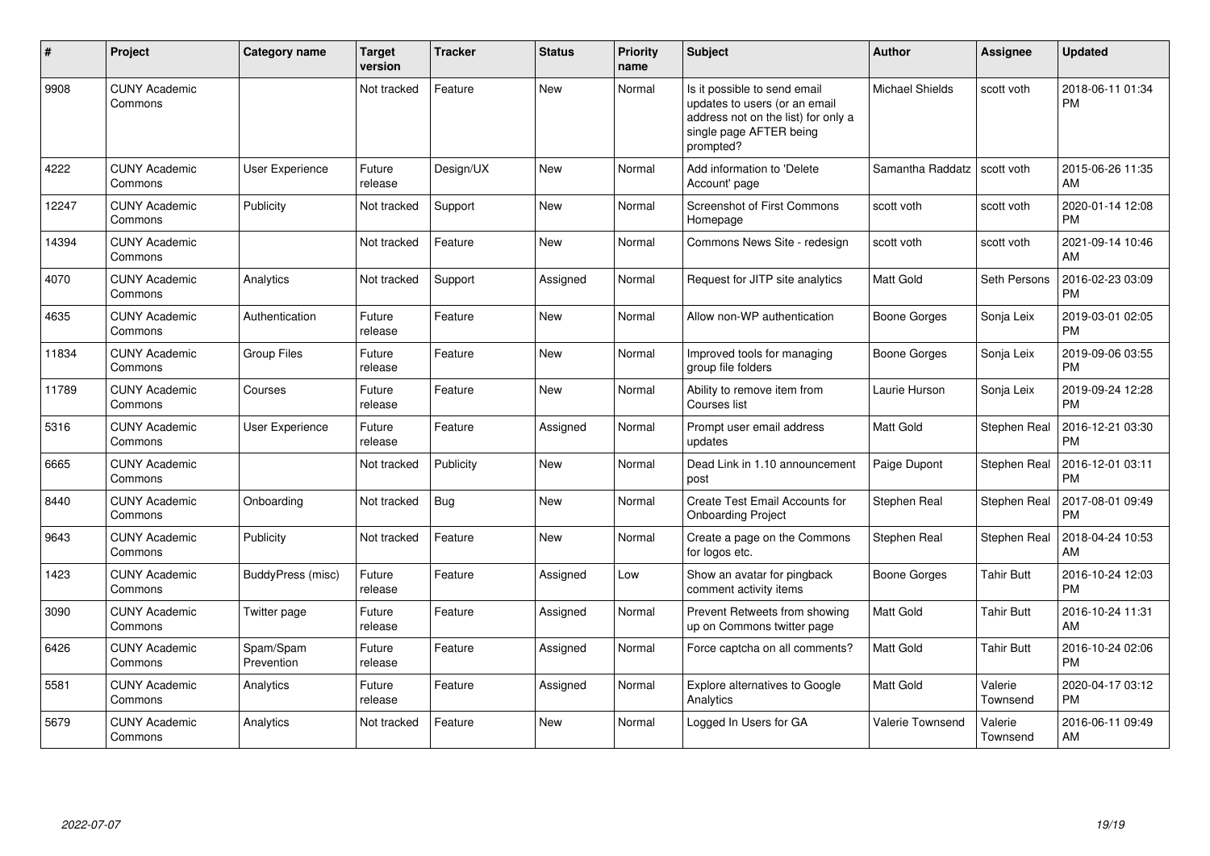| # | Project | Category name | Target version | Tracker | Status | Priority name | Subject | Author | Assignee | Updated |
|---|---|---|---|---|---|---|---|---|---|---|
| 9908 | CUNY Academic Commons | | Not tracked | Feature | New | Normal | Is it possible to send email updates to users (or an email address not on the list) for only a single page AFTER being prompted? | Michael Shields | scott voth | 2018-06-11 01:34 PM |
| 4222 | CUNY Academic Commons | User Experience | Future release | Design/UX | New | Normal | Add information to 'Delete Account' page | Samantha Raddatz | scott voth | 2015-06-26 11:35 AM |
| 12247 | CUNY Academic Commons | Publicity | Not tracked | Support | New | Normal | Screenshot of First Commons Homepage | scott voth | scott voth | 2020-01-14 12:08 PM |
| 14394 | CUNY Academic Commons | | Not tracked | Feature | New | Normal | Commons News Site - redesign | scott voth | scott voth | 2021-09-14 10:46 AM |
| 4070 | CUNY Academic Commons | Analytics | Not tracked | Support | Assigned | Normal | Request for JITP site analytics | Matt Gold | Seth Persons | 2016-02-23 03:09 PM |
| 4635 | CUNY Academic Commons | Authentication | Future release | Feature | New | Normal | Allow non-WP authentication | Boone Gorges | Sonja Leix | 2019-03-01 02:05 PM |
| 11834 | CUNY Academic Commons | Group Files | Future release | Feature | New | Normal | Improved tools for managing group file folders | Boone Gorges | Sonja Leix | 2019-09-06 03:55 PM |
| 11789 | CUNY Academic Commons | Courses | Future release | Feature | New | Normal | Ability to remove item from Courses list | Laurie Hurson | Sonja Leix | 2019-09-24 12:28 PM |
| 5316 | CUNY Academic Commons | User Experience | Future release | Feature | Assigned | Normal | Prompt user email address updates | Matt Gold | Stephen Real | 2016-12-21 03:30 PM |
| 6665 | CUNY Academic Commons | | Not tracked | Publicity | New | Normal | Dead Link in 1.10 announcement post | Paige Dupont | Stephen Real | 2016-12-01 03:11 PM |
| 8440 | CUNY Academic Commons | Onboarding | Not tracked | Bug | New | Normal | Create Test Email Accounts for Onboarding Project | Stephen Real | Stephen Real | 2017-08-01 09:49 PM |
| 9643 | CUNY Academic Commons | Publicity | Not tracked | Feature | New | Normal | Create a page on the Commons for logos etc. | Stephen Real | Stephen Real | 2018-04-24 10:53 AM |
| 1423 | CUNY Academic Commons | BuddyPress (misc) | Future release | Feature | Assigned | Low | Show an avatar for pingback comment activity items | Boone Gorges | Tahir Butt | 2016-10-24 12:03 PM |
| 3090 | CUNY Academic Commons | Twitter page | Future release | Feature | Assigned | Normal | Prevent Retweets from showing up on Commons twitter page | Matt Gold | Tahir Butt | 2016-10-24 11:31 AM |
| 6426 | CUNY Academic Commons | Spam/Spam Prevention | Future release | Feature | Assigned | Normal | Force captcha on all comments? | Matt Gold | Tahir Butt | 2016-10-24 02:06 PM |
| 5581 | CUNY Academic Commons | Analytics | Future release | Feature | Assigned | Normal | Explore alternatives to Google Analytics | Matt Gold | Valerie Townsend | 2020-04-17 03:12 PM |
| 5679 | CUNY Academic Commons | Analytics | Not tracked | Feature | New | Normal | Logged In Users for GA | Valerie Townsend | Valerie Townsend | 2016-06-11 09:49 AM |